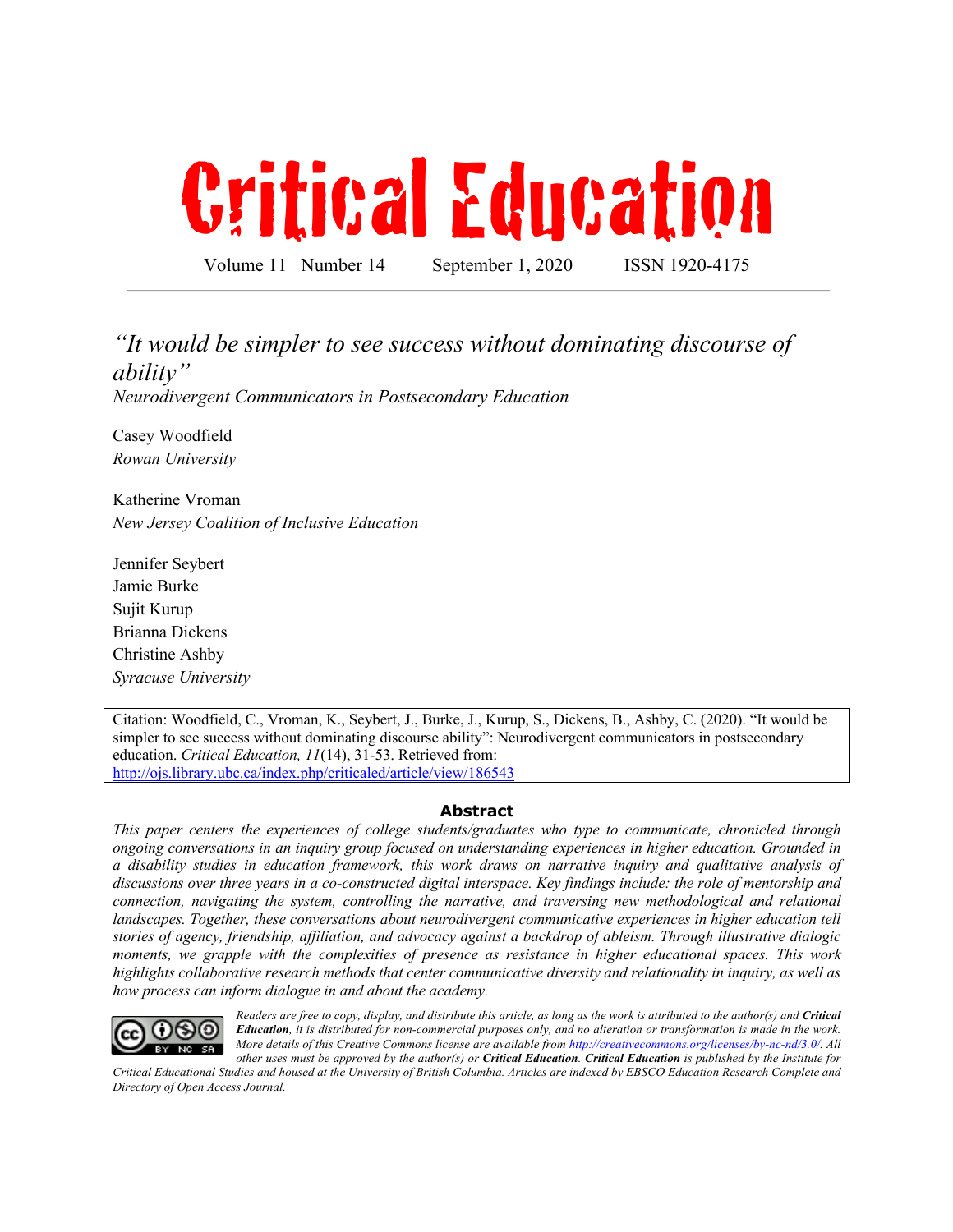# Critical Education

Volume 11 Number 14 September 1, 2020 ISSN 1920-4175

## *"It would be simpler to see success without dominating discourse of ability"*

*Neurodivergent Communicators in Postsecondary Education*

Casey Woodfield
*Rowan University*

Katherine Vroman
*New Jersey Coalition of Inclusive Education*

Jennifer Seybert
Jamie Burke
Sujit Kurup
Brianna Dickens
Christine Ashby
*Syracuse University*

Citation: Woodfield, C., Vroman, K., Seybert, J., Burke, J., Kurup, S., Dickens, B., Ashby, C. (2020). "It would be simpler to see success without dominating discourse ability": Neurodivergent communicators in postsecondary education. *Critical Education, 11*(14), 31-53. Retrieved from: http://ojs.library.ubc.ca/index.php/criticaled/article/view/186543

### Abstract

*This paper centers the experiences of college students/graduates who type to communicate, chronicled through ongoing conversations in an inquiry group focused on understanding experiences in higher education. Grounded in a disability studies in education framework, this work draws on narrative inquiry and qualitative analysis of discussions over three years in a co-constructed digital interspace. Key findings include: the role of mentorship and connection, navigating the system, controlling the narrative, and traversing new methodological and relational landscapes. Together, these conversations about neurodivergent communicative experiences in higher education tell stories of agency, friendship, affiliation, and advocacy against a backdrop of ableism. Through illustrative dialogic moments, we grapple with the complexities of presence as resistance in higher educational spaces. This work highlights collaborative research methods that center communicative diversity and relationality in inquiry, as well as how process can inform dialogue in and about the academy.*

*Readers are free to copy, display, and distribute this article, as long as the work is attributed to the author(s) and **Critical Education**, it is distributed for non-commercial purposes only, and no alteration or transformation is made in the work. More details of this Creative Commons license are available from http://creativecommons.org/licenses/by-nc-nd/3.0/. All other uses must be approved by the author(s) or **Critical Education**. **Critical Education** is published by the Institute for Critical Educational Studies and housed at the University of British Columbia. Articles are indexed by EBSCO Education Research Complete and Directory of Open Access Journal.*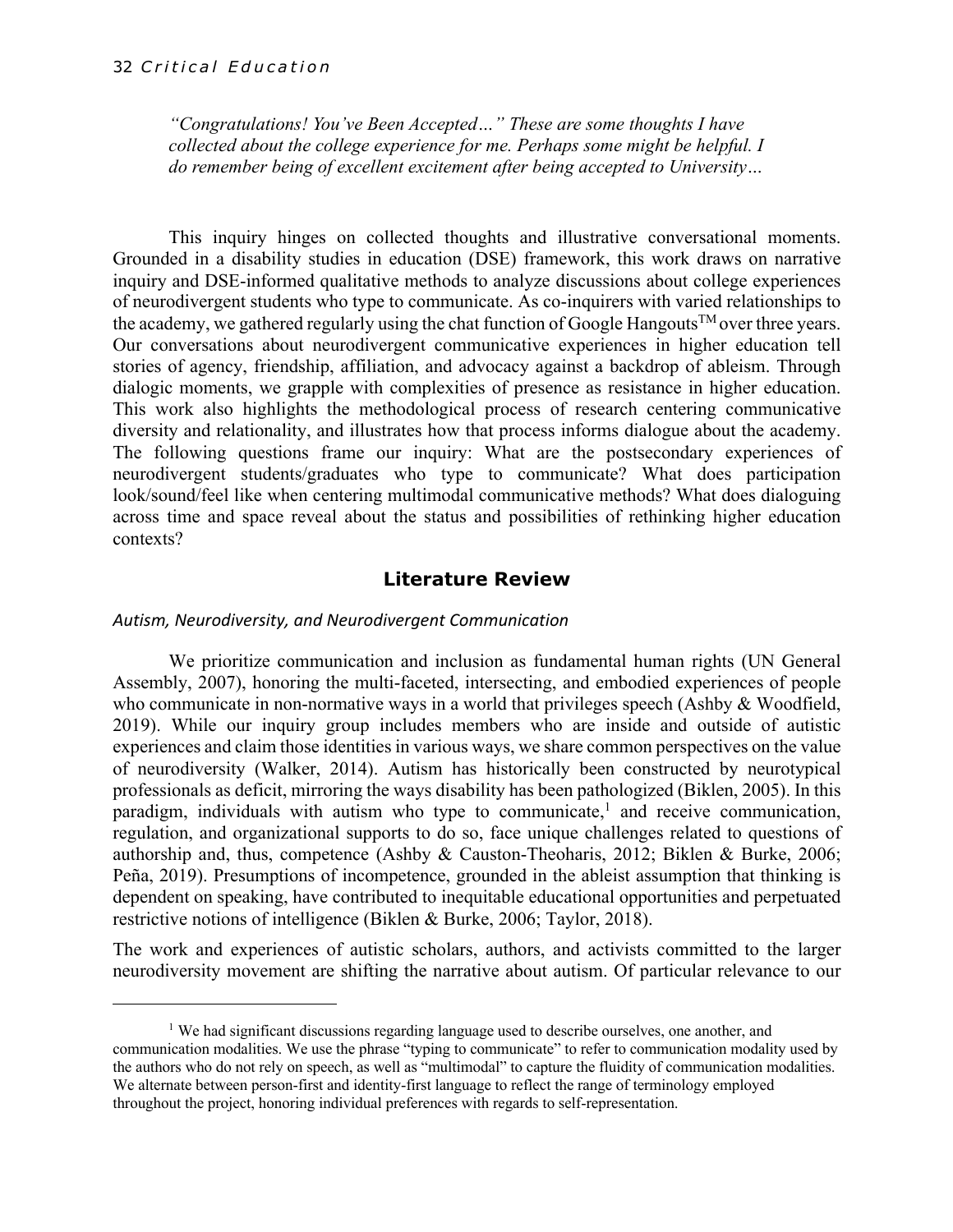*"Congratulations! You've Been Accepted…" These are some thoughts I have collected about the college experience for me. Perhaps some might be helpful. I do remember being of excellent excitement after being accepted to University…*

This inquiry hinges on collected thoughts and illustrative conversational moments. Grounded in a disability studies in education (DSE) framework, this work draws on narrative inquiry and DSE-informed qualitative methods to analyze discussions about college experiences of neurodivergent students who type to communicate. As co-inquirers with varied relationships to the academy, we gathered regularly using the chat function of Google Hangouts™ over three years. Our conversations about neurodivergent communicative experiences in higher education tell stories of agency, friendship, affiliation, and advocacy against a backdrop of ableism. Through dialogic moments, we grapple with complexities of presence as resistance in higher education. This work also highlights the methodological process of research centering communicative diversity and relationality, and illustrates how that process informs dialogue about the academy. The following questions frame our inquiry: What are the postsecondary experiences of neurodivergent students/graduates who type to communicate? What does participation look/sound/feel like when centering multimodal communicative methods? What does dialoguing across time and space reveal about the status and possibilities of rethinking higher education contexts?

## Literature Review

### *Autism, Neurodiversity, and Neurodivergent Communication*

We prioritize communication and inclusion as fundamental human rights (UN General Assembly, 2007), honoring the multi-faceted, intersecting, and embodied experiences of people who communicate in non-normative ways in a world that privileges speech (Ashby & Woodfield, 2019). While our inquiry group includes members who are inside and outside of autistic experiences and claim those identities in various ways, we share common perspectives on the value of neurodiversity (Walker, 2014). Autism has historically been constructed by neurotypical professionals as deficit, mirroring the ways disability has been pathologized (Biklen, 2005). In this paradigm, individuals with autism who type to communicate,[1] and receive communication, regulation, and organizational supports to do so, face unique challenges related to questions of authorship and, thus, competence (Ashby & Causton-Theoharis, 2012; Biklen & Burke, 2006; Peña, 2019). Presumptions of incompetence, grounded in the ableist assumption that thinking is dependent on speaking, have contributed to inequitable educational opportunities and perpetuated restrictive notions of intelligence (Biklen & Burke, 2006; Taylor, 2018).

The work and experiences of autistic scholars, authors, and activists committed to the larger neurodiversity movement are shifting the narrative about autism. Of particular relevance to our

[1] We had significant discussions regarding language used to describe ourselves, one another, and communication modalities. We use the phrase "typing to communicate" to refer to communication modality used by the authors who do not rely on speech, as well as "multimodal" to capture the fluidity of communication modalities. We alternate between person-first and identity-first language to reflect the range of terminology employed throughout the project, honoring individual preferences with regards to self-representation.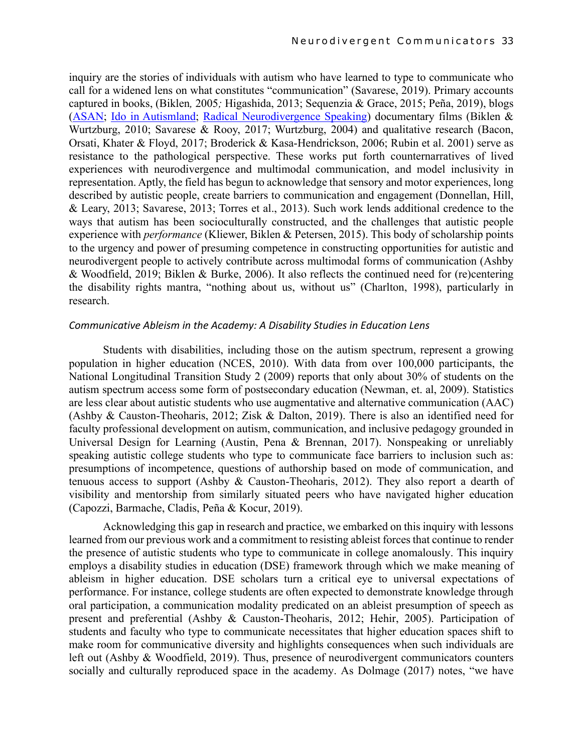inquiry are the stories of individuals with autism who have learned to type to communicate who call for a widened lens on what constitutes "communication" (Savarese, 2019). Primary accounts captured in books, (Biklen*,* 2005*;* Higashida, 2013; Sequenzia & Grace, 2015; Peña, 2019), blogs (ASAN; Ido in Autismland; Radical Neurodivergence Speaking) documentary films (Biklen & Wurtzburg, 2010; Savarese & Rooy, 2017; Wurtzburg, 2004) and qualitative research (Bacon, Orsati, Khater & Floyd, 2017; Broderick & Kasa-Hendrickson, 2006; Rubin et al. 2001) serve as resistance to the pathological perspective. These works put forth counternarratives of lived experiences with neurodivergence and multimodal communication, and model inclusivity in representation. Aptly, the field has begun to acknowledge that sensory and motor experiences, long described by autistic people, create barriers to communication and engagement (Donnellan, Hill, & Leary, 2013; Savarese, 2013; Torres et al., 2013). Such work lends additional credence to the ways that autism has been socioculturally constructed, and the challenges that autistic people experience with *performance* (Kliewer, Biklen & Petersen, 2015). This body of scholarship points to the urgency and power of presuming competence in constructing opportunities for autistic and neurodivergent people to actively contribute across multimodal forms of communication (Ashby & Woodfield, 2019; Biklen & Burke, 2006). It also reflects the continued need for (re)centering the disability rights mantra, "nothing about us, without us" (Charlton, 1998), particularly in research.

### *Communicative Ableism in the Academy: A Disability Studies in Education Lens*

Students with disabilities, including those on the autism spectrum, represent a growing population in higher education (NCES, 2010). With data from over 100,000 participants, the National Longitudinal Transition Study 2 (2009) reports that only about 30% of students on the autism spectrum access some form of postsecondary education (Newman, et. al, 2009). Statistics are less clear about autistic students who use augmentative and alternative communication (AAC) (Ashby & Causton-Theoharis, 2012; Zisk & Dalton, 2019). There is also an identified need for faculty professional development on autism, communication, and inclusive pedagogy grounded in Universal Design for Learning (Austin, Pena & Brennan, 2017). Nonspeaking or unreliably speaking autistic college students who type to communicate face barriers to inclusion such as: presumptions of incompetence, questions of authorship based on mode of communication, and tenuous access to support (Ashby & Causton-Theoharis, 2012). They also report a dearth of visibility and mentorship from similarly situated peers who have navigated higher education (Capozzi, Barmache, Cladis, Peña & Kocur, 2019).

Acknowledging this gap in research and practice, we embarked on this inquiry with lessons learned from our previous work and a commitment to resisting ableist forces that continue to render the presence of autistic students who type to communicate in college anomalously. This inquiry employs a disability studies in education (DSE) framework through which we make meaning of ableism in higher education. DSE scholars turn a critical eye to universal expectations of performance. For instance, college students are often expected to demonstrate knowledge through oral participation, a communication modality predicated on an ableist presumption of speech as present and preferential (Ashby & Causton-Theoharis, 2012; Hehir, 2005). Participation of students and faculty who type to communicate necessitates that higher education spaces shift to make room for communicative diversity and highlights consequences when such individuals are left out (Ashby & Woodfield, 2019). Thus, presence of neurodivergent communicators counters socially and culturally reproduced space in the academy. As Dolmage (2017) notes, "we have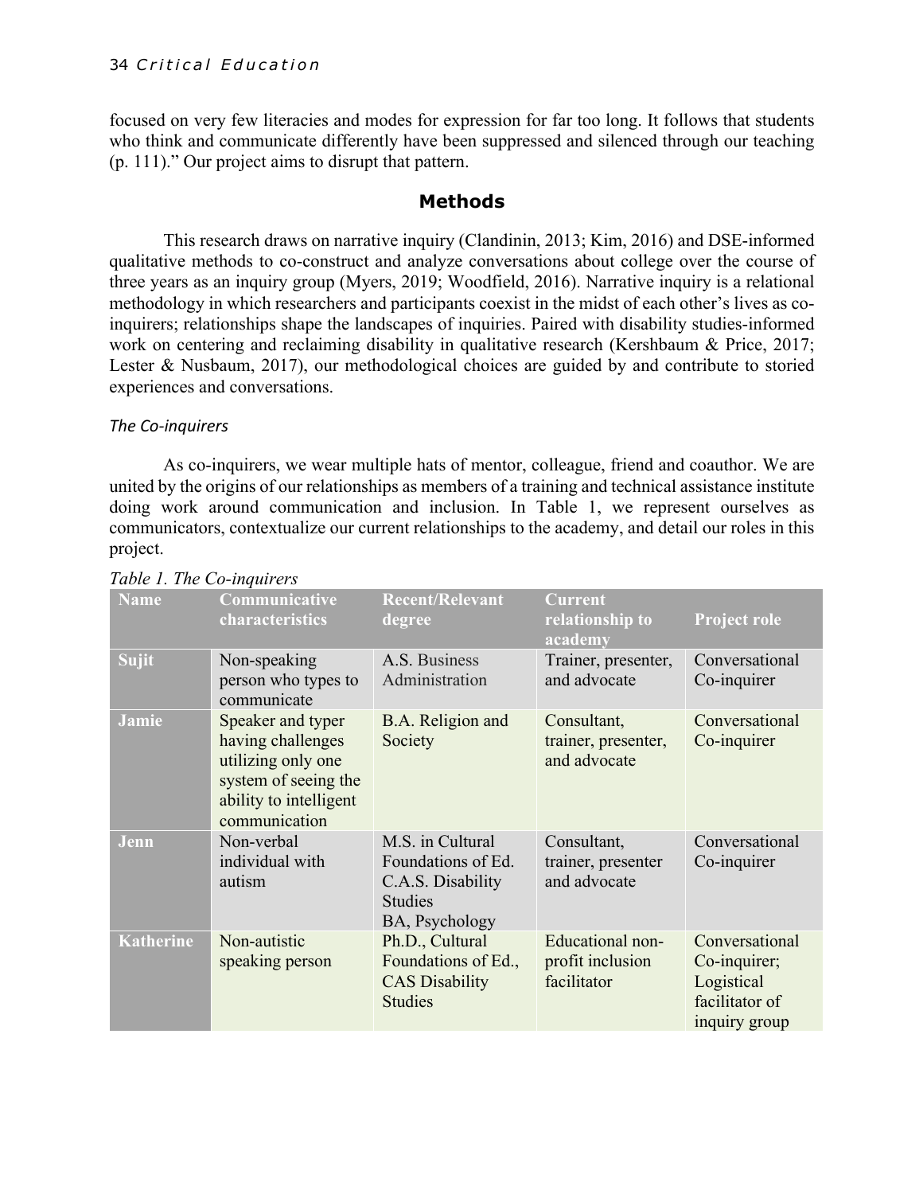focused on very few literacies and modes for expression for far too long. It follows that students who think and communicate differently have been suppressed and silenced through our teaching (p. 111)." Our project aims to disrupt that pattern.

## Methods

This research draws on narrative inquiry (Clandinin, 2013; Kim, 2016) and DSE-informed qualitative methods to co-construct and analyze conversations about college over the course of three years as an inquiry group (Myers, 2019; Woodfield, 2016). Narrative inquiry is a relational methodology in which researchers and participants coexist in the midst of each other's lives as co-inquirers; relationships shape the landscapes of inquiries. Paired with disability studies-informed work on centering and reclaiming disability in qualitative research (Kershbaum & Price, 2017; Lester & Nusbaum, 2017), our methodological choices are guided by and contribute to storied experiences and conversations.

### *The Co-inquirers*

As co-inquirers, we wear multiple hats of mentor, colleague, friend and coauthor. We are united by the origins of our relationships as members of a training and technical assistance institute doing work around communication and inclusion. In Table 1, we represent ourselves as communicators, contextualize our current relationships to the academy, and detail our roles in this project.

*Table 1. The Co-inquirers*

| Name | Communicative characteristics | Recent/Relevant degree | Current relationship to academy | Project role |
|---|---|---|---|---|
| Sujit | Non-speaking person who types to communicate | A.S. Business Administration | Trainer, presenter, and advocate | Conversational Co-inquirer |
| Jamie | Speaker and typer having challenges utilizing only one system of seeing the ability to intelligent communication | B.A. Religion and Society | Consultant, trainer, presenter, and advocate | Conversational Co-inquirer |
| Jenn | Non-verbal individual with autism | M.S. in Cultural Foundations of Ed.<br>C.A.S. Disability Studies<br>BA, Psychology | Consultant, trainer, presenter and advocate | Conversational Co-inquirer |
| Katherine | Non-autistic speaking person | Ph.D., Cultural Foundations of Ed., CAS Disability Studies | Educational non-profit inclusion facilitator | Conversational Co-inquirer; Logistical facilitator of inquiry group |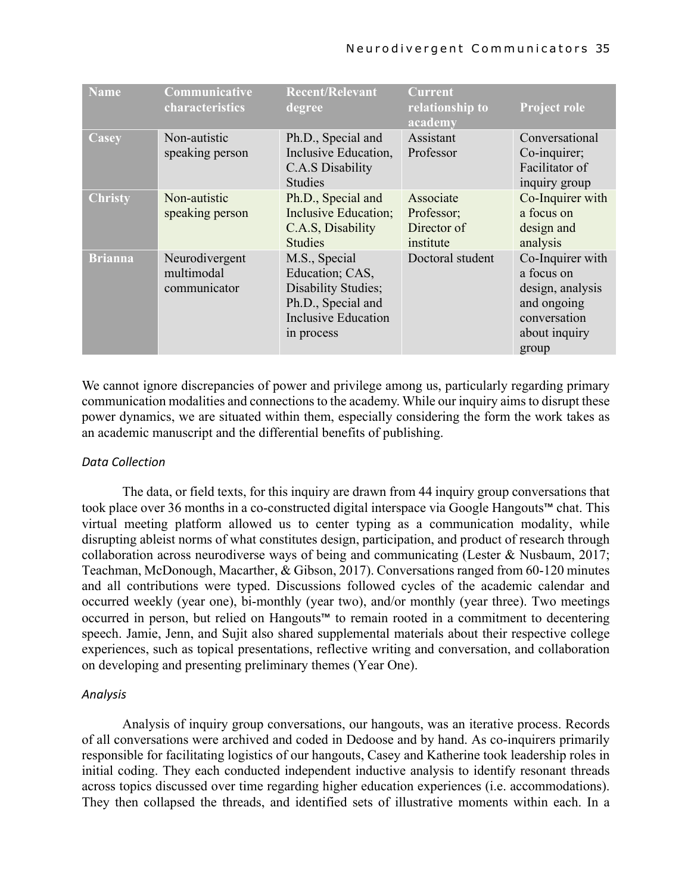| Name | Communicative characteristics | Recent/Relevant degree | Current relationship to academy | Project role |
|---|---|---|---|---|
| **Casey** | Non-autistic speaking person | Ph.D., Special and Inclusive Education, C.A.S Disability Studies | Assistant Professor | Conversational Co-inquirer; Facilitator of inquiry group |
| **Christy** | Non-autistic speaking person | Ph.D., Special and Inclusive Education; C.A.S, Disability Studies | Associate Professor; Director of institute | Co-Inquirer with a focus on design and analysis |
| **Brianna** | Neurodivergent multimodal communicator | M.S., Special Education; CAS, Disability Studies; Ph.D., Special and Inclusive Education in process | Doctoral student | Co-Inquirer with a focus on design, analysis and ongoing conversation about inquiry group |

We cannot ignore discrepancies of power and privilege among us, particularly regarding primary communication modalities and connections to the academy. While our inquiry aims to disrupt these power dynamics, we are situated within them, especially considering the form the work takes as an academic manuscript and the differential benefits of publishing.

*Data Collection*

The data, or field texts, for this inquiry are drawn from 44 inquiry group conversations that took place over 36 months in a co-constructed digital interspace via Google Hangouts™ chat. This virtual meeting platform allowed us to center typing as a communication modality, while disrupting ableist norms of what constitutes design, participation, and product of research through collaboration across neurodiverse ways of being and communicating (Lester & Nusbaum, 2017; Teachman, McDonough, Macarther, & Gibson, 2017). Conversations ranged from 60-120 minutes and all contributions were typed. Discussions followed cycles of the academic calendar and occurred weekly (year one), bi-monthly (year two), and/or monthly (year three). Two meetings occurred in person, but relied on Hangouts™ to remain rooted in a commitment to decentering speech. Jamie, Jenn, and Sujit also shared supplemental materials about their respective college experiences, such as topical presentations, reflective writing and conversation, and collaboration on developing and presenting preliminary themes (Year One).

*Analysis*

Analysis of inquiry group conversations, our hangouts, was an iterative process. Records of all conversations were archived and coded in Dedoose and by hand. As co-inquirers primarily responsible for facilitating logistics of our hangouts, Casey and Katherine took leadership roles in initial coding. They each conducted independent inductive analysis to identify resonant threads across topics discussed over time regarding higher education experiences (i.e. accommodations). They then collapsed the threads, and identified sets of illustrative moments within each. In a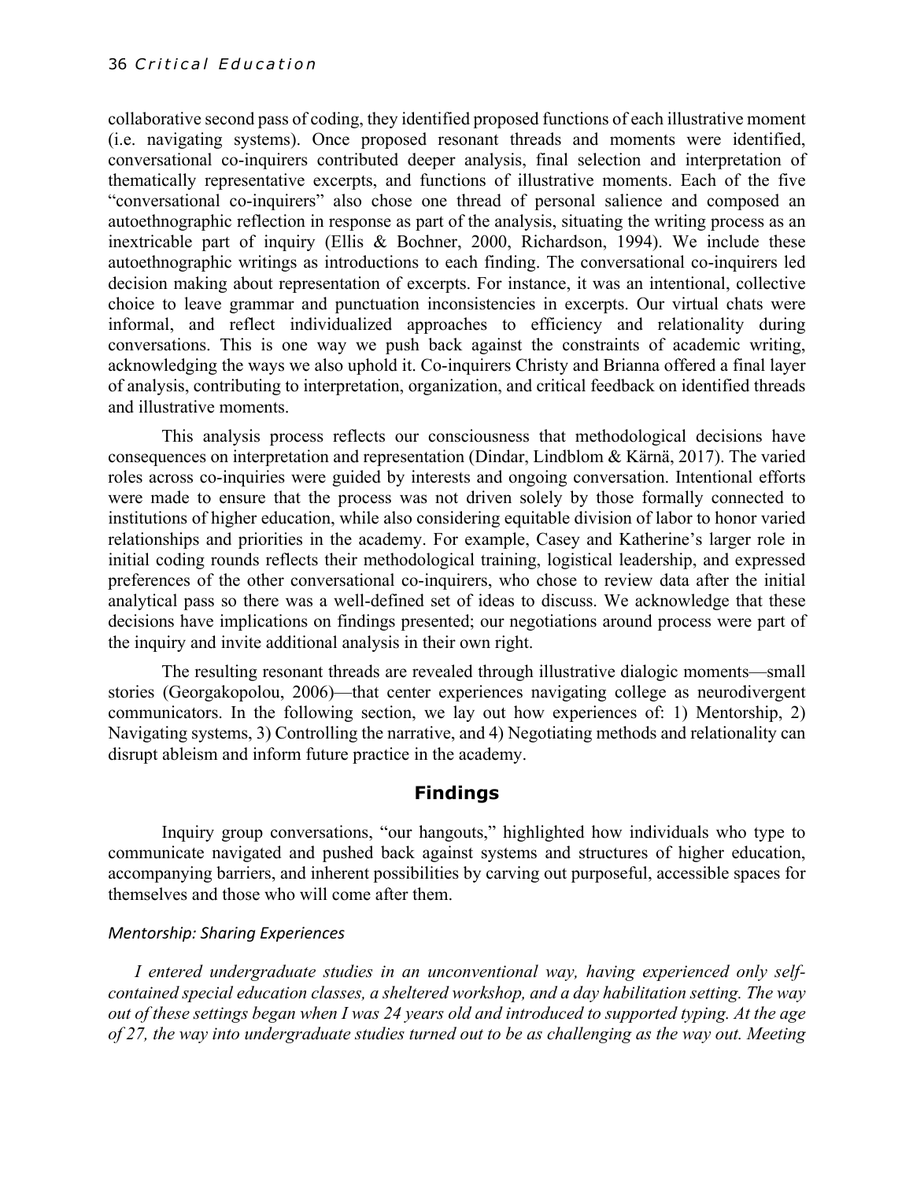collaborative second pass of coding, they identified proposed functions of each illustrative moment (i.e. navigating systems). Once proposed resonant threads and moments were identified, conversational co-inquirers contributed deeper analysis, final selection and interpretation of thematically representative excerpts, and functions of illustrative moments. Each of the five "conversational co-inquirers" also chose one thread of personal salience and composed an autoethnographic reflection in response as part of the analysis, situating the writing process as an inextricable part of inquiry (Ellis & Bochner, 2000, Richardson, 1994). We include these autoethnographic writings as introductions to each finding. The conversational co-inquirers led decision making about representation of excerpts. For instance, it was an intentional, collective choice to leave grammar and punctuation inconsistencies in excerpts. Our virtual chats were informal, and reflect individualized approaches to efficiency and relationality during conversations. This is one way we push back against the constraints of academic writing, acknowledging the ways we also uphold it. Co-inquirers Christy and Brianna offered a final layer of analysis, contributing to interpretation, organization, and critical feedback on identified threads and illustrative moments.

This analysis process reflects our consciousness that methodological decisions have consequences on interpretation and representation (Dindar, Lindblom & Kärnä, 2017). The varied roles across co-inquiries were guided by interests and ongoing conversation. Intentional efforts were made to ensure that the process was not driven solely by those formally connected to institutions of higher education, while also considering equitable division of labor to honor varied relationships and priorities in the academy. For example, Casey and Katherine's larger role in initial coding rounds reflects their methodological training, logistical leadership, and expressed preferences of the other conversational co-inquirers, who chose to review data after the initial analytical pass so there was a well-defined set of ideas to discuss. We acknowledge that these decisions have implications on findings presented; our negotiations around process were part of the inquiry and invite additional analysis in their own right.

The resulting resonant threads are revealed through illustrative dialogic moments—small stories (Georgakopolou, 2006)—that center experiences navigating college as neurodivergent communicators. In the following section, we lay out how experiences of: 1) Mentorship, 2) Navigating systems, 3) Controlling the narrative, and 4) Negotiating methods and relationality can disrupt ableism and inform future practice in the academy.

## Findings

Inquiry group conversations, "our hangouts," highlighted how individuals who type to communicate navigated and pushed back against systems and structures of higher education, accompanying barriers, and inherent possibilities by carving out purposeful, accessible spaces for themselves and those who will come after them.

### *Mentorship: Sharing Experiences*

*I entered undergraduate studies in an unconventional way, having experienced only self-contained special education classes, a sheltered workshop, and a day habilitation setting. The way out of these settings began when I was 24 years old and introduced to supported typing. At the age of 27, the way into undergraduate studies turned out to be as challenging as the way out. Meeting*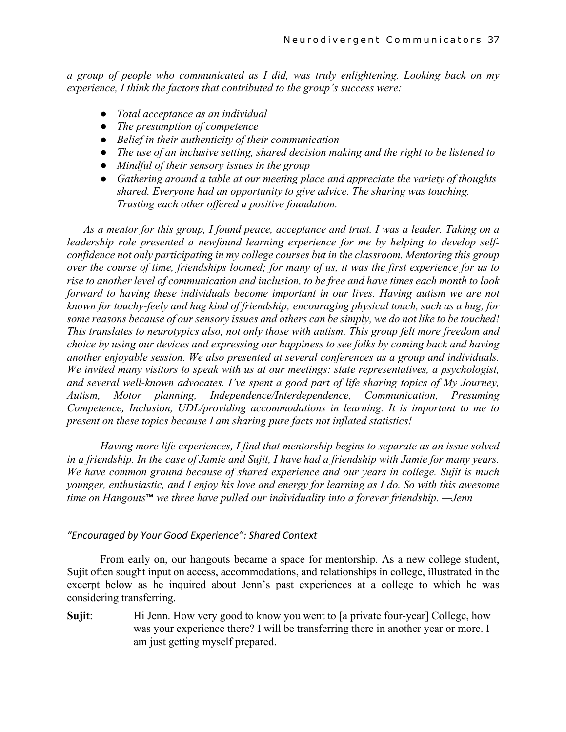*a group of people who communicated as I did, was truly enlightening. Looking back on my experience, I think the factors that contributed to the group's success were:*

- *Total acceptance as an individual*
- *The presumption of competence*
- *Belief in their authenticity of their communication*
- *The use of an inclusive setting, shared decision making and the right to be listened to*
- *Mindful of their sensory issues in the group*
- *Gathering around a table at our meeting place and appreciate the variety of thoughts shared. Everyone had an opportunity to give advice. The sharing was touching. Trusting each other offered a positive foundation.*

*As a mentor for this group, I found peace, acceptance and trust. I was a leader. Taking on a leadership role presented a newfound learning experience for me by helping to develop self-confidence not only participating in my college courses but in the classroom. Mentoring this group over the course of time, friendships loomed; for many of us, it was the first experience for us to rise to another level of communication and inclusion, to be free and have times each month to look forward to having these individuals become important in our lives. Having autism we are not known for touchy-feely and hug kind of friendship; encouraging physical touch, such as a hug, for some reasons because of our sensory issues and others can be simply, we do not like to be touched! This translates to neurotypics also, not only those with autism. This group felt more freedom and choice by using our devices and expressing our happiness to see folks by coming back and having another enjoyable session. We also presented at several conferences as a group and individuals. We invited many visitors to speak with us at our meetings: state representatives, a psychologist, and several well-known advocates. I've spent a good part of life sharing topics of My Journey, Autism, Motor planning, Independence/Interdependence, Communication, Presuming Competence, Inclusion, UDL/providing accommodations in learning. It is important to me to present on these topics because I am sharing pure facts not inflated statistics!*

*Having more life experiences, I find that mentorship begins to separate as an issue solved in a friendship. In the case of Jamie and Sujit, I have had a friendship with Jamie for many years. We have common ground because of shared experience and our years in college. Sujit is much younger, enthusiastic, and I enjoy his love and energy for learning as I do. So with this awesome time on Hangouts™ we three have pulled our individuality into a forever friendship. —Jenn*

### *"Encouraged by Your Good Experience": Shared Context*

From early on, our hangouts became a space for mentorship. As a new college student, Sujit often sought input on access, accommodations, and relationships in college, illustrated in the excerpt below as he inquired about Jenn's past experiences at a college to which he was considering transferring.

**Sujit**: Hi Jenn. How very good to know you went to [a private four-year] College, how was your experience there? I will be transferring there in another year or more. I am just getting myself prepared.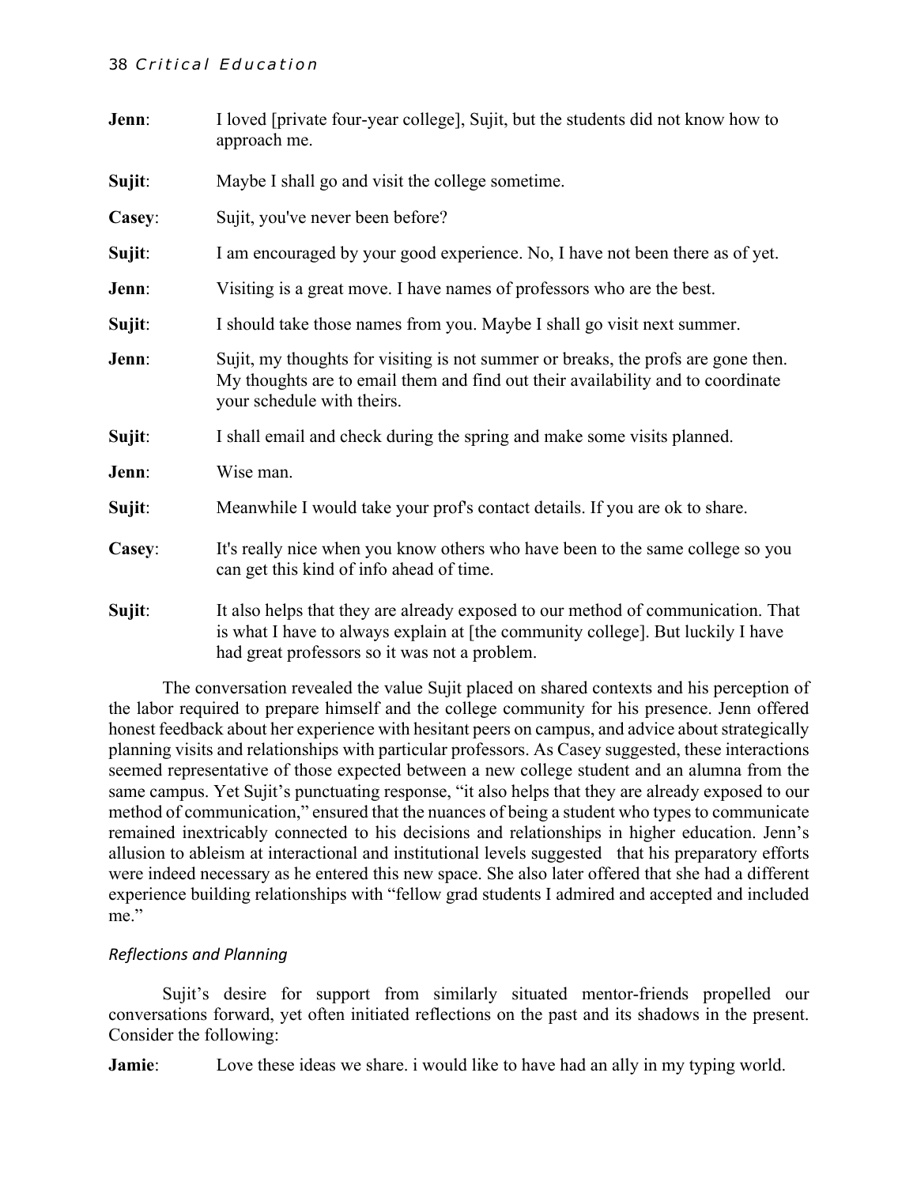**Jenn**: I loved [private four-year college], Sujit, but the students did not know how to approach me.

**Sujit**: Maybe I shall go and visit the college sometime.

**Casey**: Sujit, you've never been before?

**Sujit**: I am encouraged by your good experience. No, I have not been there as of yet.

**Jenn**: Visiting is a great move. I have names of professors who are the best.

**Sujit**: I should take those names from you. Maybe I shall go visit next summer.

**Jenn**: Sujit, my thoughts for visiting is not summer or breaks, the profs are gone then. My thoughts are to email them and find out their availability and to coordinate your schedule with theirs.

**Sujit**: I shall email and check during the spring and make some visits planned.

**Jenn**: Wise man.

**Sujit**: Meanwhile I would take your prof's contact details. If you are ok to share.

**Casey**: It's really nice when you know others who have been to the same college so you can get this kind of info ahead of time.

**Sujit**: It also helps that they are already exposed to our method of communication. That is what I have to always explain at [the community college]. But luckily I have had great professors so it was not a problem.

The conversation revealed the value Sujit placed on shared contexts and his perception of the labor required to prepare himself and the college community for his presence. Jenn offered honest feedback about her experience with hesitant peers on campus, and advice about strategically planning visits and relationships with particular professors. As Casey suggested, these interactions seemed representative of those expected between a new college student and an alumna from the same campus. Yet Sujit's punctuating response, "it also helps that they are already exposed to our method of communication," ensured that the nuances of being a student who types to communicate remained inextricably connected to his decisions and relationships in higher education. Jenn's allusion to ableism at interactional and institutional levels suggested that his preparatory efforts were indeed necessary as he entered this new space. She also later offered that she had a different experience building relationships with "fellow grad students I admired and accepted and included me."

### *Reflections and Planning*

Sujit's desire for support from similarly situated mentor-friends propelled our conversations forward, yet often initiated reflections on the past and its shadows in the present. Consider the following:

**Jamie**: Love these ideas we share. i would like to have had an ally in my typing world.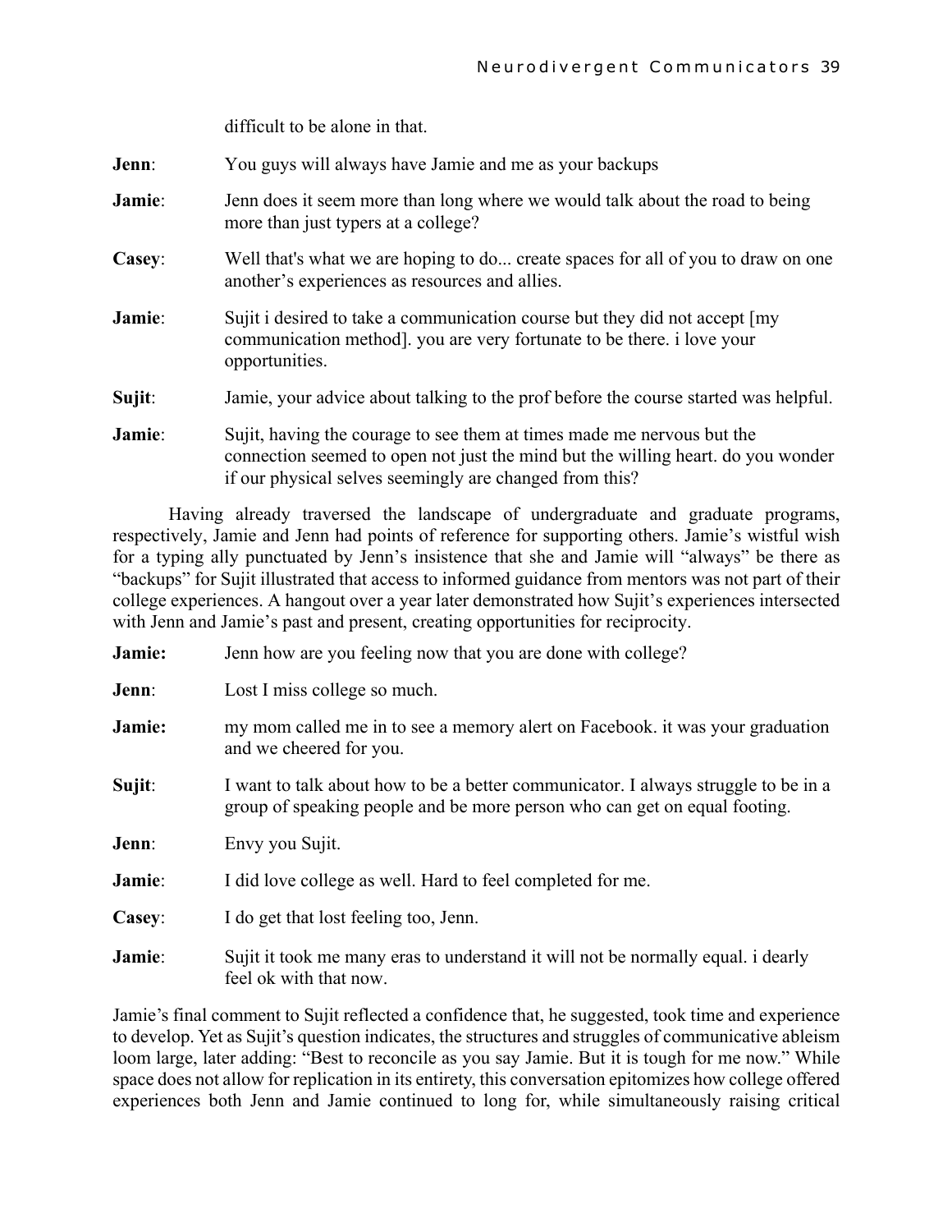difficult to be alone in that.

**Jenn**: You guys will always have Jamie and me as your backups

**Jamie**: Jenn does it seem more than long where we would talk about the road to being more than just typers at a college?

**Casey**: Well that's what we are hoping to do... create spaces for all of you to draw on one another's experiences as resources and allies.

**Jamie**: Sujit i desired to take a communication course but they did not accept [my communication method]. you are very fortunate to be there. i love your opportunities.

**Sujit**: Jamie, your advice about talking to the prof before the course started was helpful.

**Jamie**: Sujit, having the courage to see them at times made me nervous but the connection seemed to open not just the mind but the willing heart. do you wonder if our physical selves seemingly are changed from this?

Having already traversed the landscape of undergraduate and graduate programs, respectively, Jamie and Jenn had points of reference for supporting others. Jamie's wistful wish for a typing ally punctuated by Jenn's insistence that she and Jamie will "always" be there as "backups" for Sujit illustrated that access to informed guidance from mentors was not part of their college experiences. A hangout over a year later demonstrated how Sujit's experiences intersected with Jenn and Jamie's past and present, creating opportunities for reciprocity.

**Jamie:** Jenn how are you feeling now that you are done with college?

**Jenn**: Lost I miss college so much.

**Jamie:** my mom called me in to see a memory alert on Facebook. it was your graduation and we cheered for you.

**Sujit**: I want to talk about how to be a better communicator. I always struggle to be in a group of speaking people and be more person who can get on equal footing.

**Jenn**: Envy you Sujit.

**Jamie**: I did love college as well. Hard to feel completed for me.

**Casey**: I do get that lost feeling too, Jenn.

**Jamie**: Sujit it took me many eras to understand it will not be normally equal. i dearly feel ok with that now.

Jamie's final comment to Sujit reflected a confidence that, he suggested, took time and experience to develop. Yet as Sujit's question indicates, the structures and struggles of communicative ableism loom large, later adding: "Best to reconcile as you say Jamie. But it is tough for me now." While space does not allow for replication in its entirety, this conversation epitomizes how college offered experiences both Jenn and Jamie continued to long for, while simultaneously raising critical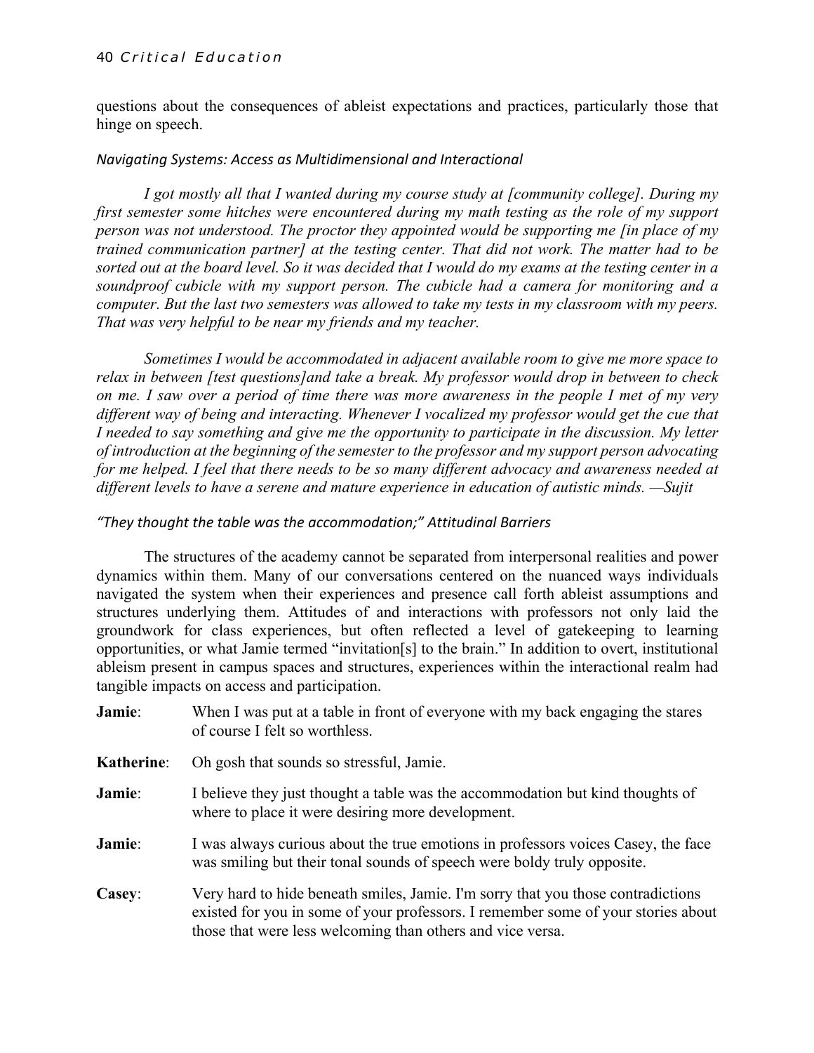questions about the consequences of ableist expectations and practices, particularly those that hinge on speech.

### *Navigating Systems: Access as Multidimensional and Interactional*

*I got mostly all that I wanted during my course study at [community college]. During my first semester some hitches were encountered during my math testing as the role of my support person was not understood. The proctor they appointed would be supporting me [in place of my trained communication partner] at the testing center. That did not work. The matter had to be sorted out at the board level. So it was decided that I would do my exams at the testing center in a soundproof cubicle with my support person. The cubicle had a camera for monitoring and a computer. But the last two semesters was allowed to take my tests in my classroom with my peers. That was very helpful to be near my friends and my teacher.*

*Sometimes I would be accommodated in adjacent available room to give me more space to relax in between [test questions]and take a break. My professor would drop in between to check on me. I saw over a period of time there was more awareness in the people I met of my very different way of being and interacting. Whenever I vocalized my professor would get the cue that I needed to say something and give me the opportunity to participate in the discussion. My letter of introduction at the beginning of the semester to the professor and my support person advocating for me helped. I feel that there needs to be so many different advocacy and awareness needed at different levels to have a serene and mature experience in education of autistic minds. —Sujit*

### *"They thought the table was the accommodation;" Attitudinal Barriers*

The structures of the academy cannot be separated from interpersonal realities and power dynamics within them. Many of our conversations centered on the nuanced ways individuals navigated the system when their experiences and presence call forth ableist assumptions and structures underlying them. Attitudes of and interactions with professors not only laid the groundwork for class experiences, but often reflected a level of gatekeeping to learning opportunities, or what Jamie termed "invitation[s] to the brain." In addition to overt, institutional ableism present in campus spaces and structures, experiences within the interactional realm had tangible impacts on access and participation.

**Jamie**: When I was put at a table in front of everyone with my back engaging the stares of course I felt so worthless.

**Katherine**: Oh gosh that sounds so stressful, Jamie.

**Jamie**: I believe they just thought a table was the accommodation but kind thoughts of where to place it were desiring more development.

**Jamie**: I was always curious about the true emotions in professors voices Casey, the face was smiling but their tonal sounds of speech were boldy truly opposite.

**Casey**: Very hard to hide beneath smiles, Jamie. I'm sorry that you those contradictions existed for you in some of your professors. I remember some of your stories about those that were less welcoming than others and vice versa.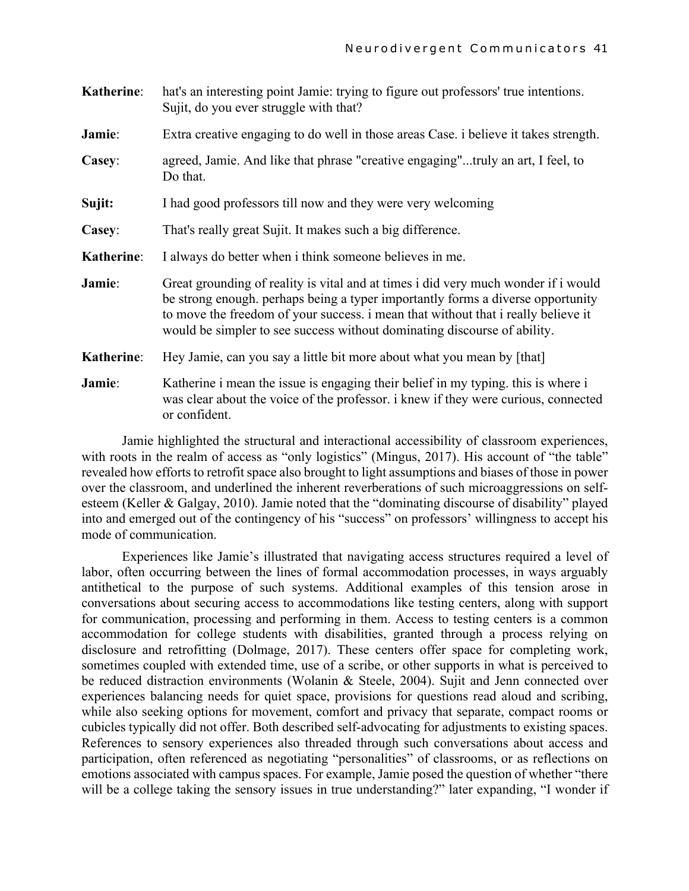**Katherine**: hat's an interesting point Jamie: trying to figure out professors' true intentions. Sujit, do you ever struggle with that?

**Jamie**: Extra creative engaging to do well in those areas Case. i believe it takes strength.

**Casey**: agreed, Jamie. And like that phrase "creative engaging"...truly an art, I feel, to Do that.

**Sujit:** I had good professors till now and they were very welcoming

**Casey**: That's really great Sujit. It makes such a big difference.

**Katherine**: I always do better when i think someone believes in me.

**Jamie**: Great grounding of reality is vital and at times i did very much wonder if i would be strong enough. perhaps being a typer importantly forms a diverse opportunity to move the freedom of your success. i mean that without that i really believe it would be simpler to see success without dominating discourse of ability.

**Katherine**: Hey Jamie, can you say a little bit more about what you mean by [that]

**Jamie**: Katherine i mean the issue is engaging their belief in my typing. this is where i was clear about the voice of the professor. i knew if they were curious, connected or confident.

Jamie highlighted the structural and interactional accessibility of classroom experiences, with roots in the realm of access as "only logistics" (Mingus, 2017). His account of "the table" revealed how efforts to retrofit space also brought to light assumptions and biases of those in power over the classroom, and underlined the inherent reverberations of such microaggressions on self-esteem (Keller & Galgay, 2010). Jamie noted that the "dominating discourse of disability" played into and emerged out of the contingency of his "success" on professors' willingness to accept his mode of communication.

Experiences like Jamie's illustrated that navigating access structures required a level of labor, often occurring between the lines of formal accommodation processes, in ways arguably antithetical to the purpose of such systems. Additional examples of this tension arose in conversations about securing access to accommodations like testing centers, along with support for communication, processing and performing in them. Access to testing centers is a common accommodation for college students with disabilities, granted through a process relying on disclosure and retrofitting (Dolmage, 2017). These centers offer space for completing work, sometimes coupled with extended time, use of a scribe, or other supports in what is perceived to be reduced distraction environments (Wolanin & Steele, 2004). Sujit and Jenn connected over experiences balancing needs for quiet space, provisions for questions read aloud and scribing, while also seeking options for movement, comfort and privacy that separate, compact rooms or cubicles typically did not offer. Both described self-advocating for adjustments to existing spaces. References to sensory experiences also threaded through such conversations about access and participation, often referenced as negotiating "personalities" of classrooms, or as reflections on emotions associated with campus spaces. For example, Jamie posed the question of whether "there will be a college taking the sensory issues in true understanding?" later expanding, "I wonder if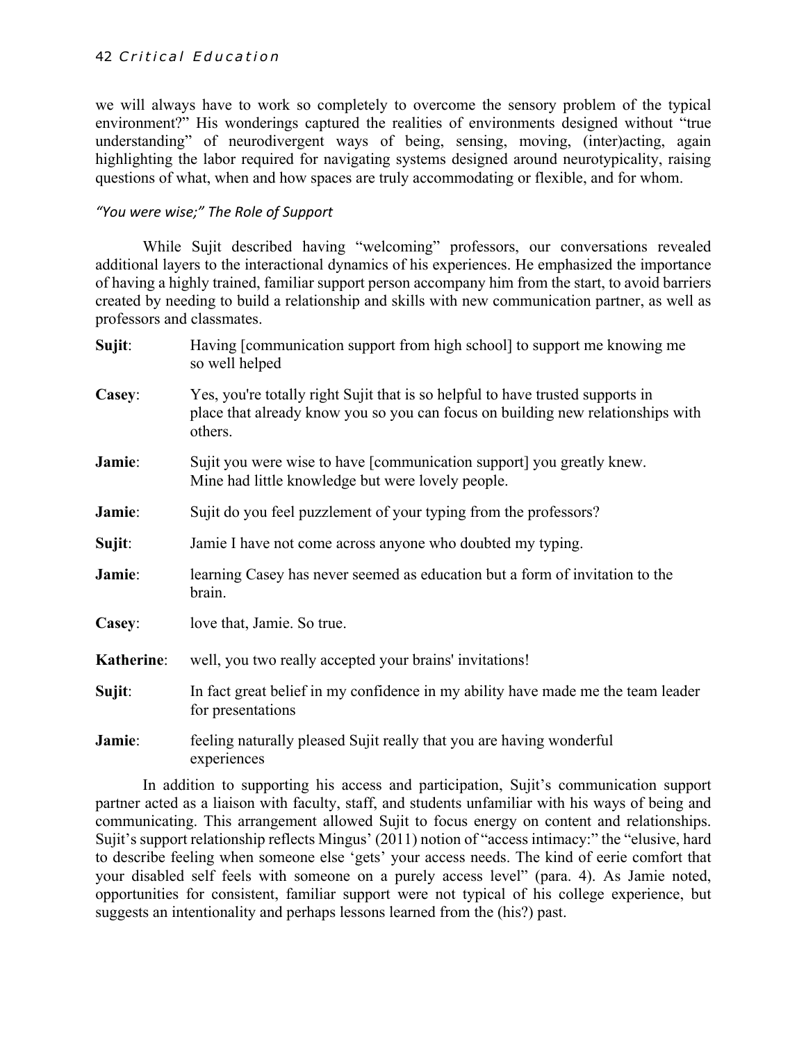we will always have to work so completely to overcome the sensory problem of the typical environment?" His wonderings captured the realities of environments designed without "true understanding" of neurodivergent ways of being, sensing, moving, (inter)acting, again highlighting the labor required for navigating systems designed around neurotypicality, raising questions of what, when and how spaces are truly accommodating or flexible, and for whom.

### *"You were wise;" The Role of Support*

While Sujit described having "welcoming" professors, our conversations revealed additional layers to the interactional dynamics of his experiences. He emphasized the importance of having a highly trained, familiar support person accompany him from the start, to avoid barriers created by needing to build a relationship and skills with new communication partner, as well as professors and classmates.

**Sujit**: Having [communication support from high school] to support me knowing me so well helped

**Casey**: Yes, you're totally right Sujit that is so helpful to have trusted supports in place that already know you so you can focus on building new relationships with others.

**Jamie**: Sujit you were wise to have [communication support] you greatly knew. Mine had little knowledge but were lovely people.

**Jamie**: Sujit do you feel puzzlement of your typing from the professors?

**Sujit**: Jamie I have not come across anyone who doubted my typing.

**Jamie**: learning Casey has never seemed as education but a form of invitation to the brain.

**Casey**: love that, Jamie. So true.

**Katherine**: well, you two really accepted your brains' invitations!

**Sujit**: In fact great belief in my confidence in my ability have made me the team leader for presentations

**Jamie**: feeling naturally pleased Sujit really that you are having wonderful experiences

In addition to supporting his access and participation, Sujit's communication support partner acted as a liaison with faculty, staff, and students unfamiliar with his ways of being and communicating. This arrangement allowed Sujit to focus energy on content and relationships. Sujit's support relationship reflects Mingus' (2011) notion of "access intimacy:" the "elusive, hard to describe feeling when someone else 'gets' your access needs. The kind of eerie comfort that your disabled self feels with someone on a purely access level" (para. 4). As Jamie noted, opportunities for consistent, familiar support were not typical of his college experience, but suggests an intentionality and perhaps lessons learned from the (his?) past.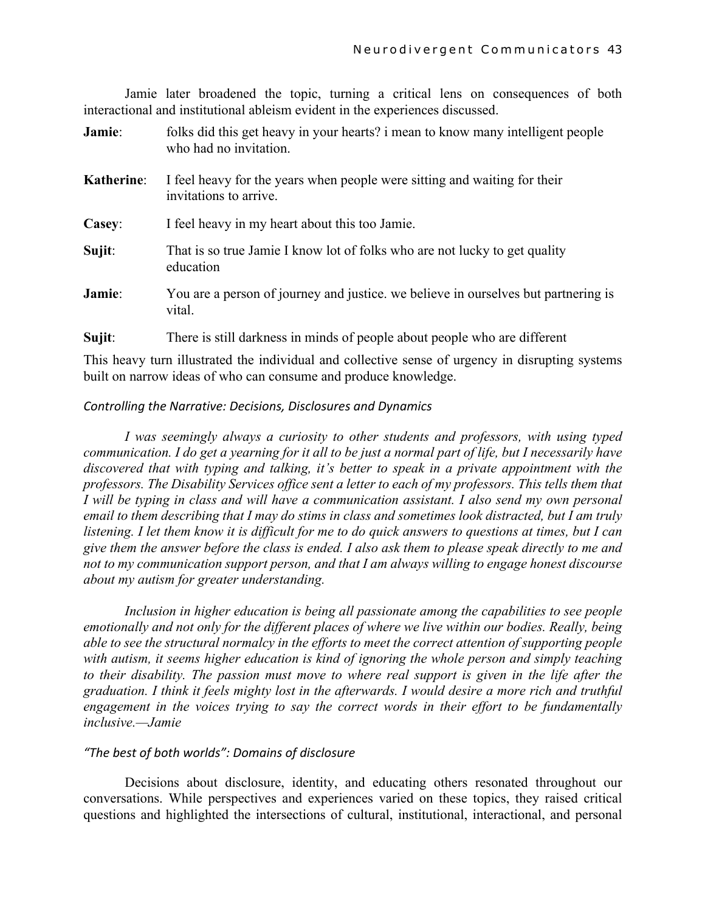Jamie later broadened the topic, turning a critical lens on consequences of both interactional and institutional ableism evident in the experiences discussed.

**Jamie**: folks did this get heavy in your hearts? i mean to know many intelligent people who had no invitation.

**Katherine**: I feel heavy for the years when people were sitting and waiting for their invitations to arrive.

**Casey**: I feel heavy in my heart about this too Jamie.

**Sujit**: That is so true Jamie I know lot of folks who are not lucky to get quality education

**Jamie**: You are a person of journey and justice. we believe in ourselves but partnering is vital.

**Sujit**: There is still darkness in minds of people about people who are different

This heavy turn illustrated the individual and collective sense of urgency in disrupting systems built on narrow ideas of who can consume and produce knowledge.

### *Controlling the Narrative: Decisions, Disclosures and Dynamics*

*I was seemingly always a curiosity to other students and professors, with using typed communication. I do get a yearning for it all to be just a normal part of life, but I necessarily have discovered that with typing and talking, it's better to speak in a private appointment with the professors. The Disability Services office sent a letter to each of my professors. This tells them that I will be typing in class and will have a communication assistant. I also send my own personal email to them describing that I may do stims in class and sometimes look distracted, but I am truly listening. I let them know it is difficult for me to do quick answers to questions at times, but I can give them the answer before the class is ended. I also ask them to please speak directly to me and not to my communication support person, and that I am always willing to engage honest discourse about my autism for greater understanding.*

*Inclusion in higher education is being all passionate among the capabilities to see people emotionally and not only for the different places of where we live within our bodies. Really, being able to see the structural normalcy in the efforts to meet the correct attention of supporting people with autism, it seems higher education is kind of ignoring the whole person and simply teaching to their disability. The passion must move to where real support is given in the life after the graduation. I think it feels mighty lost in the afterwards. I would desire a more rich and truthful engagement in the voices trying to say the correct words in their effort to be fundamentally inclusive.—Jamie*

#### *"The best of both worlds": Domains of disclosure*

Decisions about disclosure, identity, and educating others resonated throughout our conversations. While perspectives and experiences varied on these topics, they raised critical questions and highlighted the intersections of cultural, institutional, interactional, and personal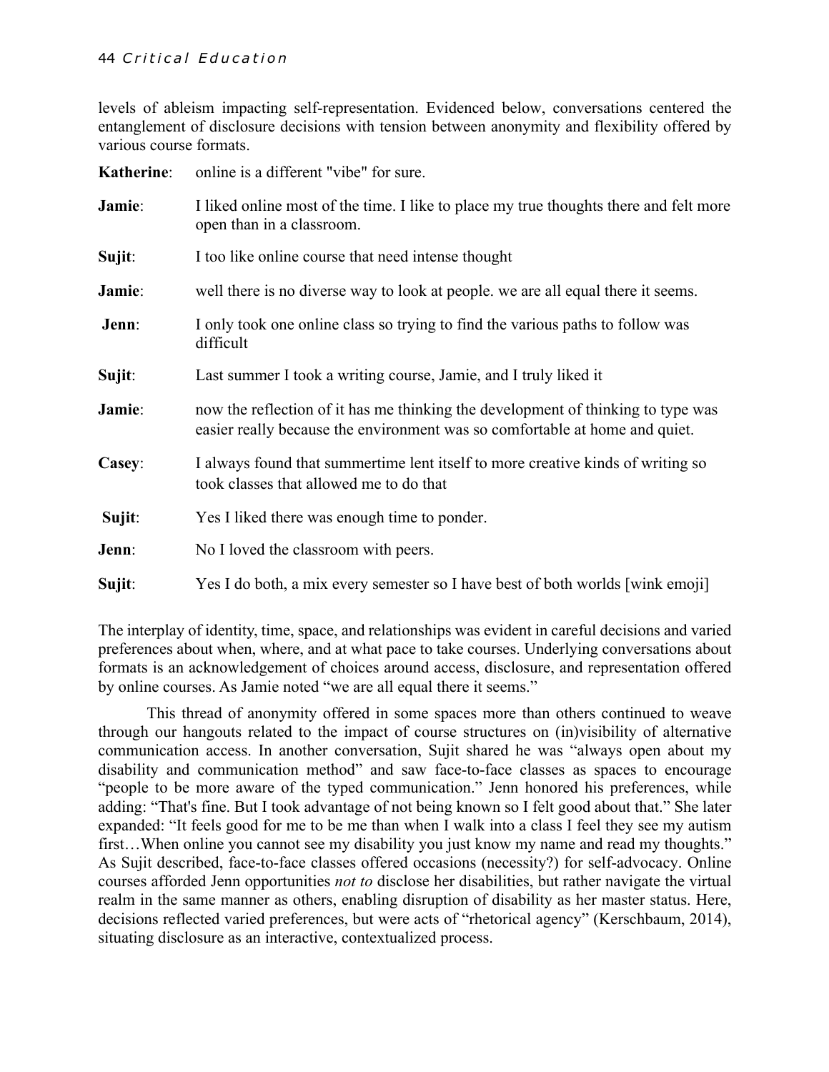levels of ableism impacting self-representation. Evidenced below, conversations centered the entanglement of disclosure decisions with tension between anonymity and flexibility offered by various course formats.

**Katherine**: online is a different "vibe" for sure.

**Jamie**: I liked online most of the time. I like to place my true thoughts there and felt more open than in a classroom.

**Sujit**: I too like online course that need intense thought

**Jamie**: well there is no diverse way to look at people. we are all equal there it seems.

**Jenn**: I only took one online class so trying to find the various paths to follow was difficult

**Sujit**: Last summer I took a writing course, Jamie, and I truly liked it

**Jamie**: now the reflection of it has me thinking the development of thinking to type was easier really because the environment was so comfortable at home and quiet.

**Casey**: I always found that summertime lent itself to more creative kinds of writing so took classes that allowed me to do that

**Sujit**: Yes I liked there was enough time to ponder.

**Jenn**: No I loved the classroom with peers.

**Sujit**: Yes I do both, a mix every semester so I have best of both worlds [wink emoji]

The interplay of identity, time, space, and relationships was evident in careful decisions and varied preferences about when, where, and at what pace to take courses. Underlying conversations about formats is an acknowledgement of choices around access, disclosure, and representation offered by online courses. As Jamie noted "we are all equal there it seems."

This thread of anonymity offered in some spaces more than others continued to weave through our hangouts related to the impact of course structures on (in)visibility of alternative communication access. In another conversation, Sujit shared he was "always open about my disability and communication method" and saw face-to-face classes as spaces to encourage "people to be more aware of the typed communication." Jenn honored his preferences, while adding: "That's fine. But I took advantage of not being known so I felt good about that." She later expanded: "It feels good for me to be me than when I walk into a class I feel they see my autism first…When online you cannot see my disability you just know my name and read my thoughts." As Sujit described, face-to-face classes offered occasions (necessity?) for self-advocacy. Online courses afforded Jenn opportunities *not to* disclose her disabilities, but rather navigate the virtual realm in the same manner as others, enabling disruption of disability as her master status. Here, decisions reflected varied preferences, but were acts of "rhetorical agency" (Kerschbaum, 2014), situating disclosure as an interactive, contextualized process.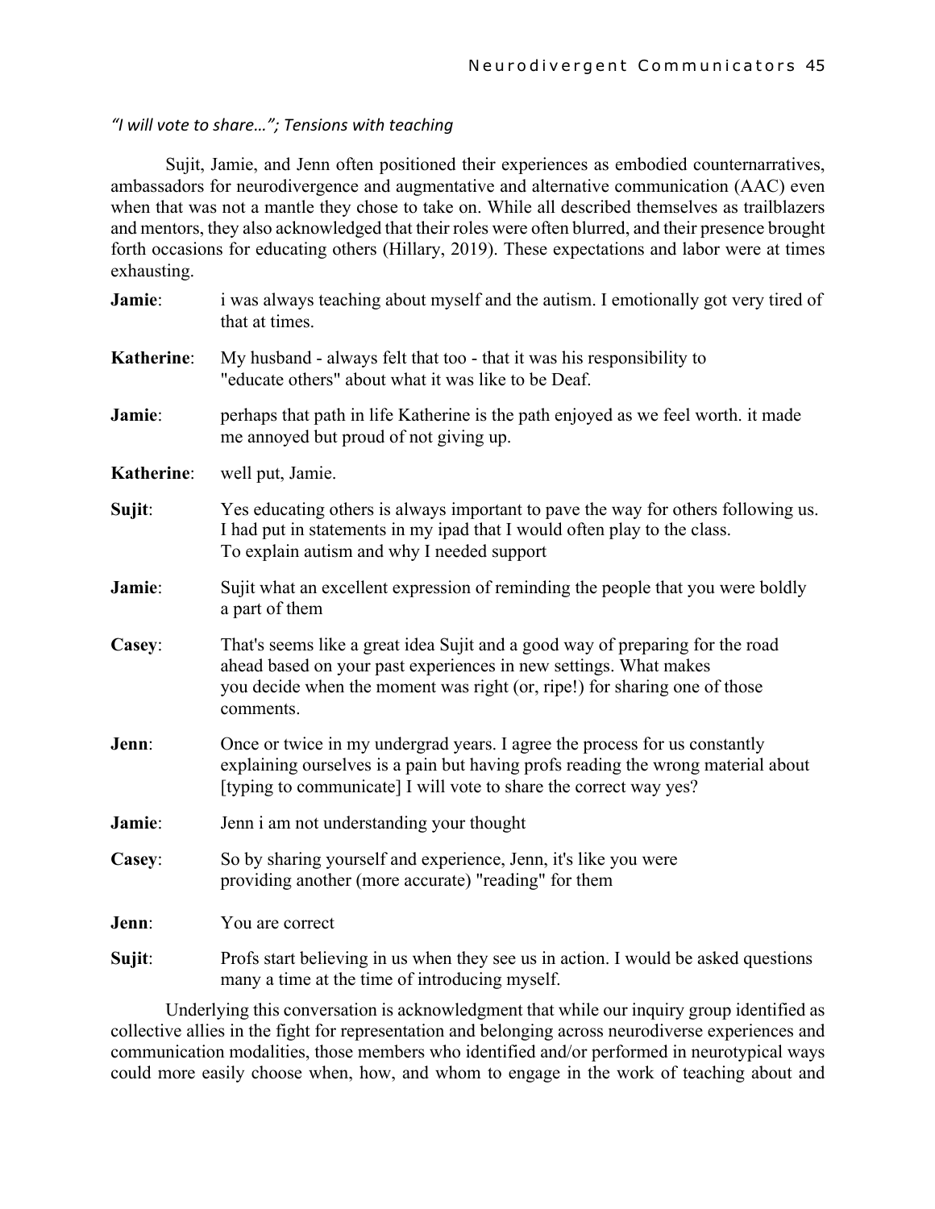*"I will vote to share…"; Tensions with teaching*

Sujit, Jamie, and Jenn often positioned their experiences as embodied counternarratives, ambassadors for neurodivergence and augmentative and alternative communication (AAC) even when that was not a mantle they chose to take on. While all described themselves as trailblazers and mentors, they also acknowledged that their roles were often blurred, and their presence brought forth occasions for educating others (Hillary, 2019). These expectations and labor were at times exhausting.

**Jamie**: i was always teaching about myself and the autism. I emotionally got very tired of that at times.

**Katherine**: My husband - always felt that too - that it was his responsibility to "educate others" about what it was like to be Deaf.

**Jamie**: perhaps that path in life Katherine is the path enjoyed as we feel worth. it made me annoyed but proud of not giving up.

**Katherine**: well put, Jamie.

**Sujit**: Yes educating others is always important to pave the way for others following us. I had put in statements in my ipad that I would often play to the class. To explain autism and why I needed support

**Jamie**: Sujit what an excellent expression of reminding the people that you were boldly a part of them

**Casey**: That's seems like a great idea Sujit and a good way of preparing for the road ahead based on your past experiences in new settings. What makes you decide when the moment was right (or, ripe!) for sharing one of those comments.

**Jenn**: Once or twice in my undergrad years. I agree the process for us constantly explaining ourselves is a pain but having profs reading the wrong material about [typing to communicate] I will vote to share the correct way yes?

**Jamie**: Jenn i am not understanding your thought

**Casey**: So by sharing yourself and experience, Jenn, it's like you were providing another (more accurate) "reading" for them

**Jenn**: You are correct

**Sujit**: Profs start believing in us when they see us in action. I would be asked questions many a time at the time of introducing myself.

Underlying this conversation is acknowledgment that while our inquiry group identified as collective allies in the fight for representation and belonging across neurodiverse experiences and communication modalities, those members who identified and/or performed in neurotypical ways could more easily choose when, how, and whom to engage in the work of teaching about and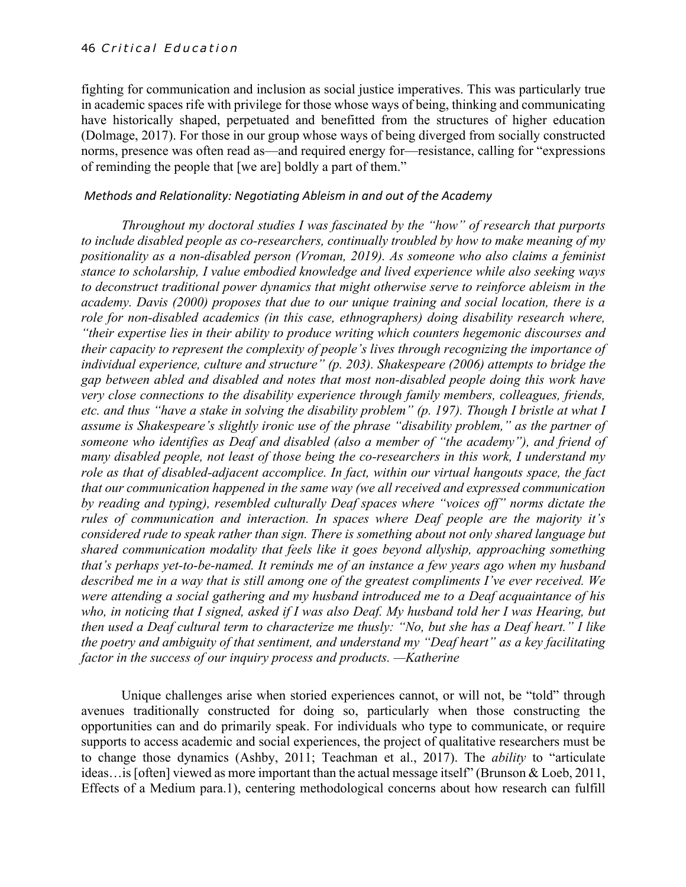fighting for communication and inclusion as social justice imperatives. This was particularly true in academic spaces rife with privilege for those whose ways of being, thinking and communicating have historically shaped, perpetuated and benefitted from the structures of higher education (Dolmage, 2017). For those in our group whose ways of being diverged from socially constructed norms, presence was often read as—and required energy for—resistance, calling for "expressions of reminding the people that [we are] boldly a part of them."

### *Methods and Relationality: Negotiating Ableism in and out of the Academy*

*Throughout my doctoral studies I was fascinated by the "how" of research that purports to include disabled people as co-researchers, continually troubled by how to make meaning of my positionality as a non-disabled person (Vroman, 2019). As someone who also claims a feminist stance to scholarship, I value embodied knowledge and lived experience while also seeking ways to deconstruct traditional power dynamics that might otherwise serve to reinforce ableism in the academy. Davis (2000) proposes that due to our unique training and social location, there is a role for non-disabled academics (in this case, ethnographers) doing disability research where, "their expertise lies in their ability to produce writing which counters hegemonic discourses and their capacity to represent the complexity of people's lives through recognizing the importance of individual experience, culture and structure" (p. 203). Shakespeare (2006) attempts to bridge the gap between abled and disabled and notes that most non-disabled people doing this work have very close connections to the disability experience through family members, colleagues, friends, etc. and thus "have a stake in solving the disability problem" (p. 197). Though I bristle at what I assume is Shakespeare's slightly ironic use of the phrase "disability problem," as the partner of someone who identifies as Deaf and disabled (also a member of "the academy"), and friend of many disabled people, not least of those being the co-researchers in this work, I understand my role as that of disabled-adjacent accomplice. In fact, within our virtual hangouts space, the fact that our communication happened in the same way (we all received and expressed communication by reading and typing), resembled culturally Deaf spaces where "voices off" norms dictate the rules of communication and interaction. In spaces where Deaf people are the majority it's considered rude to speak rather than sign. There is something about not only shared language but shared communication modality that feels like it goes beyond allyship, approaching something that's perhaps yet-to-be-named. It reminds me of an instance a few years ago when my husband described me in a way that is still among one of the greatest compliments I've ever received. We were attending a social gathering and my husband introduced me to a Deaf acquaintance of his who, in noticing that I signed, asked if I was also Deaf. My husband told her I was Hearing, but then used a Deaf cultural term to characterize me thusly: "No, but she has a Deaf heart." I like the poetry and ambiguity of that sentiment, and understand my "Deaf heart" as a key facilitating factor in the success of our inquiry process and products. —Katherine*

Unique challenges arise when storied experiences cannot, or will not, be "told" through avenues traditionally constructed for doing so, particularly when those constructing the opportunities can and do primarily speak. For individuals who type to communicate, or require supports to access academic and social experiences, the project of qualitative researchers must be to change those dynamics (Ashby, 2011; Teachman et al., 2017). The *ability* to "articulate ideas…is [often] viewed as more important than the actual message itself" (Brunson & Loeb, 2011, Effects of a Medium para.1), centering methodological concerns about how research can fulfill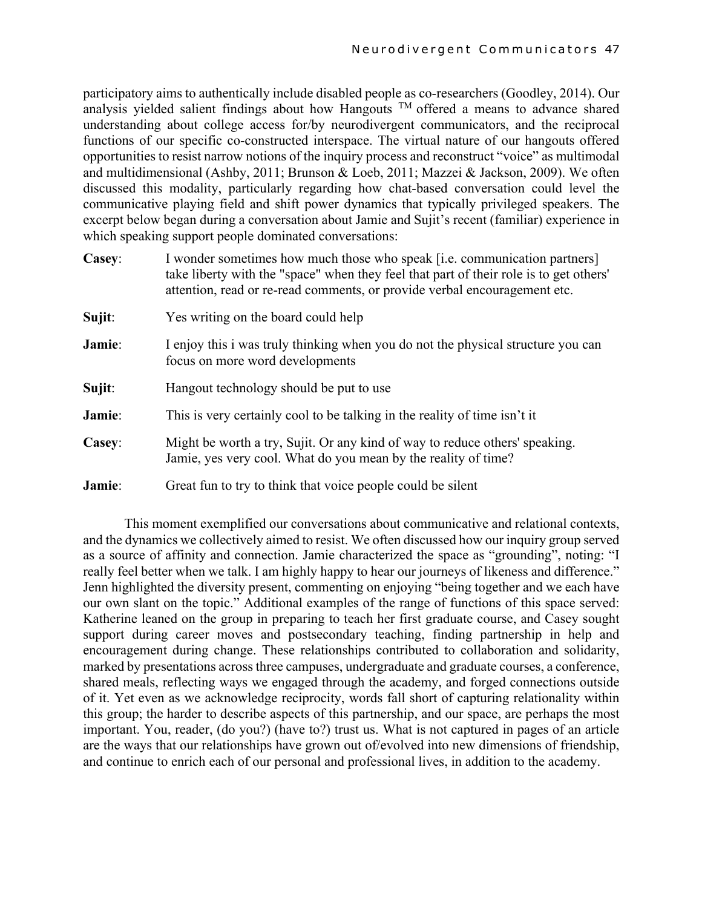participatory aims to authentically include disabled people as co-researchers (Goodley, 2014). Our analysis yielded salient findings about how Hangouts ™ offered a means to advance shared understanding about college access for/by neurodivergent communicators, and the reciprocal functions of our specific co-constructed interspace. The virtual nature of our hangouts offered opportunities to resist narrow notions of the inquiry process and reconstruct "voice" as multimodal and multidimensional (Ashby, 2011; Brunson & Loeb, 2011; Mazzei & Jackson, 2009). We often discussed this modality, particularly regarding how chat-based conversation could level the communicative playing field and shift power dynamics that typically privileged speakers. The excerpt below began during a conversation about Jamie and Sujit's recent (familiar) experience in which speaking support people dominated conversations:

**Casey**: I wonder sometimes how much those who speak [i.e. communication partners] take liberty with the "space" when they feel that part of their role is to get others' attention, read or re-read comments, or provide verbal encouragement etc.

**Sujit**: Yes writing on the board could help

**Jamie**: I enjoy this i was truly thinking when you do not the physical structure you can focus on more word developments

**Sujit**: Hangout technology should be put to use

**Jamie**: This is very certainly cool to be talking in the reality of time isn't it

**Casey**: Might be worth a try, Sujit. Or any kind of way to reduce others' speaking. Jamie, yes very cool. What do you mean by the reality of time?

**Jamie**: Great fun to try to think that voice people could be silent

This moment exemplified our conversations about communicative and relational contexts, and the dynamics we collectively aimed to resist. We often discussed how our inquiry group served as a source of affinity and connection. Jamie characterized the space as "grounding", noting: "I really feel better when we talk. I am highly happy to hear our journeys of likeness and difference." Jenn highlighted the diversity present, commenting on enjoying "being together and we each have our own slant on the topic." Additional examples of the range of functions of this space served: Katherine leaned on the group in preparing to teach her first graduate course, and Casey sought support during career moves and postsecondary teaching, finding partnership in help and encouragement during change. These relationships contributed to collaboration and solidarity, marked by presentations across three campuses, undergraduate and graduate courses, a conference, shared meals, reflecting ways we engaged through the academy, and forged connections outside of it. Yet even as we acknowledge reciprocity, words fall short of capturing relationality within this group; the harder to describe aspects of this partnership, and our space, are perhaps the most important. You, reader, (do you?) (have to?) trust us. What is not captured in pages of an article are the ways that our relationships have grown out of/evolved into new dimensions of friendship, and continue to enrich each of our personal and professional lives, in addition to the academy.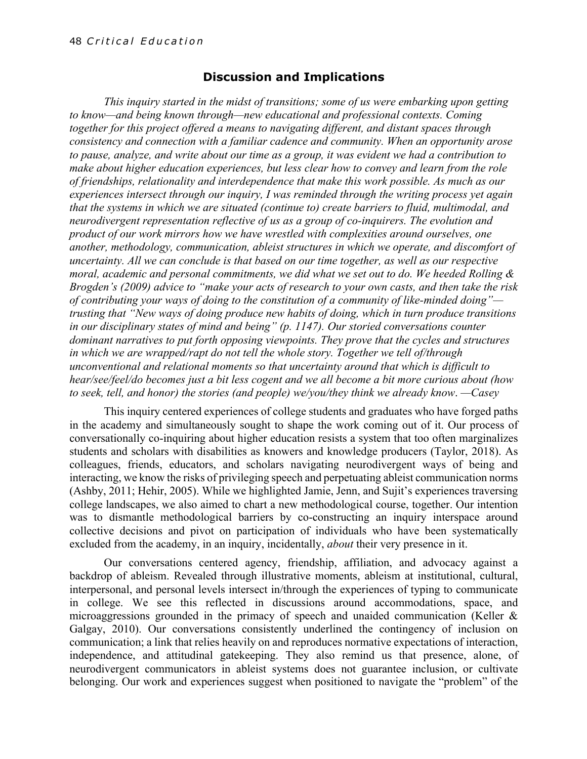## Discussion and Implications

*This inquiry started in the midst of transitions; some of us were embarking upon getting to know—and being known through—new educational and professional contexts. Coming together for this project offered a means to navigating different, and distant spaces through consistency and connection with a familiar cadence and community. When an opportunity arose to pause, analyze, and write about our time as a group, it was evident we had a contribution to make about higher education experiences, but less clear how to convey and learn from the role of friendships, relationality and interdependence that make this work possible. As much as our experiences intersect through our inquiry, I was reminded through the writing process yet again that the systems in which we are situated (continue to) create barriers to fluid, multimodal, and neurodivergent representation reflective of us as a group of co-inquirers. The evolution and product of our work mirrors how we have wrestled with complexities around ourselves, one another, methodology, communication, ableist structures in which we operate, and discomfort of uncertainty. All we can conclude is that based on our time together, as well as our respective moral, academic and personal commitments, we did what we set out to do. We heeded Rolling & Brogden's (2009) advice to "make your acts of research to your own casts, and then take the risk of contributing your ways of doing to the constitution of a community of like-minded doing"—trusting that "New ways of doing produce new habits of doing, which in turn produce transitions in our disciplinary states of mind and being" (p. 1147). Our storied conversations counter dominant narratives to put forth opposing viewpoints. They prove that the cycles and structures in which we are wrapped/rapt do not tell the whole story. Together we tell of/through unconventional and relational moments so that uncertainty around that which is difficult to hear/see/feel/do becomes just a bit less cogent and we all become a bit more curious about (how to seek, tell, and honor) the stories (and people) we/you/they think we already know. —Casey*

This inquiry centered experiences of college students and graduates who have forged paths in the academy and simultaneously sought to shape the work coming out of it. Our process of conversationally co-inquiring about higher education resists a system that too often marginalizes students and scholars with disabilities as knowers and knowledge producers (Taylor, 2018). As colleagues, friends, educators, and scholars navigating neurodivergent ways of being and interacting, we know the risks of privileging speech and perpetuating ableist communication norms (Ashby, 2011; Hehir, 2005). While we highlighted Jamie, Jenn, and Sujit's experiences traversing college landscapes, we also aimed to chart a new methodological course, together. Our intention was to dismantle methodological barriers by co-constructing an inquiry interspace around collective decisions and pivot on participation of individuals who have been systematically excluded from the academy, in an inquiry, incidentally, *about* their very presence in it.

Our conversations centered agency, friendship, affiliation, and advocacy against a backdrop of ableism. Revealed through illustrative moments, ableism at institutional, cultural, interpersonal, and personal levels intersect in/through the experiences of typing to communicate in college. We see this reflected in discussions around accommodations, space, and microaggressions grounded in the primacy of speech and unaided communication (Keller & Galgay, 2010). Our conversations consistently underlined the contingency of inclusion on communication; a link that relies heavily on and reproduces normative expectations of interaction, independence, and attitudinal gatekeeping. They also remind us that presence, alone, of neurodivergent communicators in ableist systems does not guarantee inclusion, or cultivate belonging. Our work and experiences suggest when positioned to navigate the "problem" of the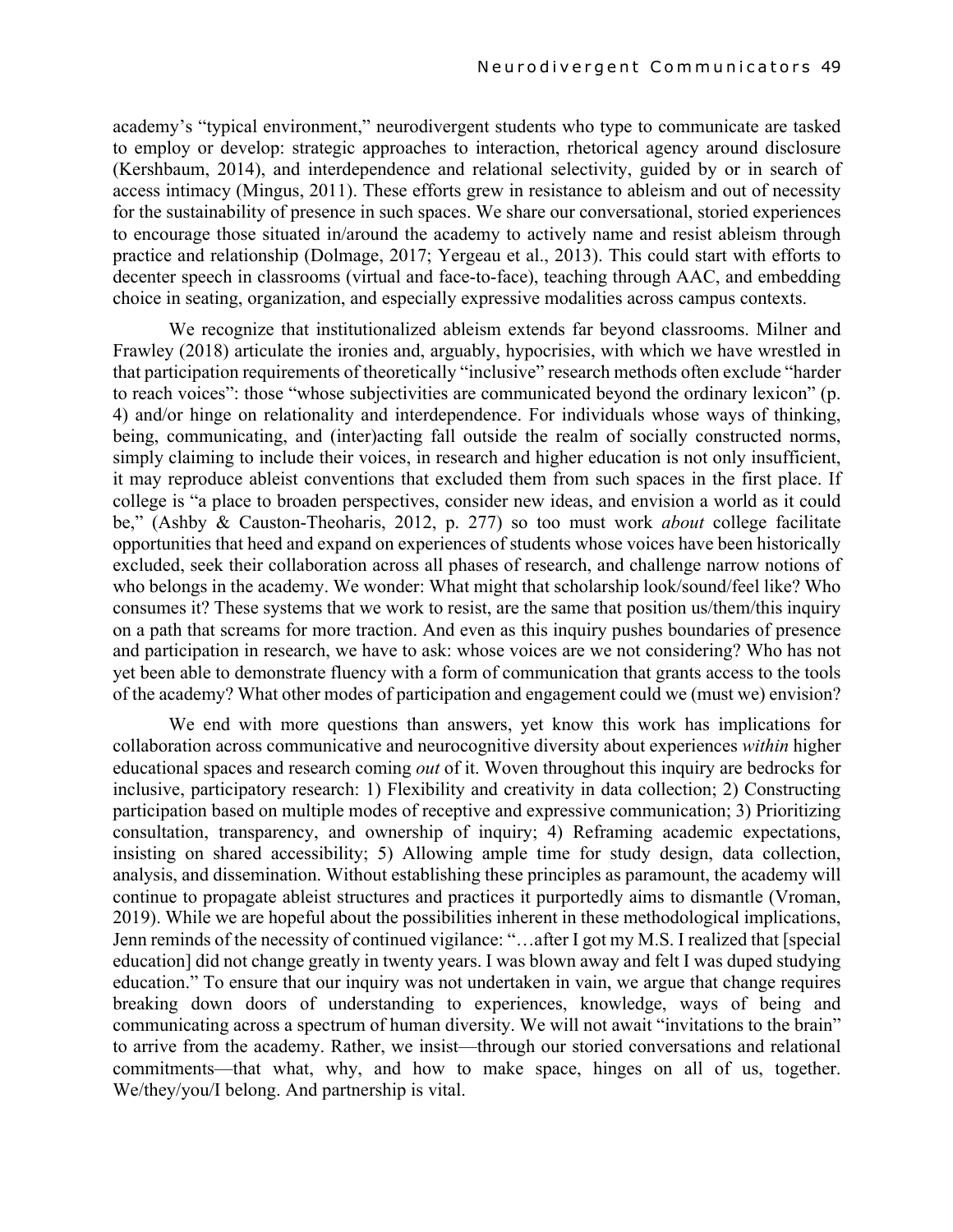academy's "typical environment," neurodivergent students who type to communicate are tasked to employ or develop: strategic approaches to interaction, rhetorical agency around disclosure (Kershbaum, 2014), and interdependence and relational selectivity, guided by or in search of access intimacy (Mingus, 2011). These efforts grew in resistance to ableism and out of necessity for the sustainability of presence in such spaces. We share our conversational, storied experiences to encourage those situated in/around the academy to actively name and resist ableism through practice and relationship (Dolmage, 2017; Yergeau et al., 2013). This could start with efforts to decenter speech in classrooms (virtual and face-to-face), teaching through AAC, and embedding choice in seating, organization, and especially expressive modalities across campus contexts.

We recognize that institutionalized ableism extends far beyond classrooms. Milner and Frawley (2018) articulate the ironies and, arguably, hypocrisies, with which we have wrestled in that participation requirements of theoretically "inclusive" research methods often exclude "harder to reach voices": those "whose subjectivities are communicated beyond the ordinary lexicon" (p. 4) and/or hinge on relationality and interdependence. For individuals whose ways of thinking, being, communicating, and (inter)acting fall outside the realm of socially constructed norms, simply claiming to include their voices, in research and higher education is not only insufficient, it may reproduce ableist conventions that excluded them from such spaces in the first place. If college is "a place to broaden perspectives, consider new ideas, and envision a world as it could be," (Ashby & Causton-Theoharis, 2012, p. 277) so too must work *about* college facilitate opportunities that heed and expand on experiences of students whose voices have been historically excluded, seek their collaboration across all phases of research, and challenge narrow notions of who belongs in the academy. We wonder: What might that scholarship look/sound/feel like? Who consumes it? These systems that we work to resist, are the same that position us/them/this inquiry on a path that screams for more traction. And even as this inquiry pushes boundaries of presence and participation in research, we have to ask: whose voices are we not considering? Who has not yet been able to demonstrate fluency with a form of communication that grants access to the tools of the academy? What other modes of participation and engagement could we (must we) envision?

We end with more questions than answers, yet know this work has implications for collaboration across communicative and neurocognitive diversity about experiences *within* higher educational spaces and research coming *out* of it. Woven throughout this inquiry are bedrocks for inclusive, participatory research: 1) Flexibility and creativity in data collection; 2) Constructing participation based on multiple modes of receptive and expressive communication; 3) Prioritizing consultation, transparency, and ownership of inquiry; 4) Reframing academic expectations, insisting on shared accessibility; 5) Allowing ample time for study design, data collection, analysis, and dissemination. Without establishing these principles as paramount, the academy will continue to propagate ableist structures and practices it purportedly aims to dismantle (Vroman, 2019). While we are hopeful about the possibilities inherent in these methodological implications, Jenn reminds of the necessity of continued vigilance: "…after I got my M.S. I realized that [special education] did not change greatly in twenty years. I was blown away and felt I was duped studying education." To ensure that our inquiry was not undertaken in vain, we argue that change requires breaking down doors of understanding to experiences, knowledge, ways of being and communicating across a spectrum of human diversity. We will not await "invitations to the brain" to arrive from the academy. Rather, we insist—through our storied conversations and relational commitments—that what, why, and how to make space, hinges on all of us, together. We/they/you/I belong. And partnership is vital.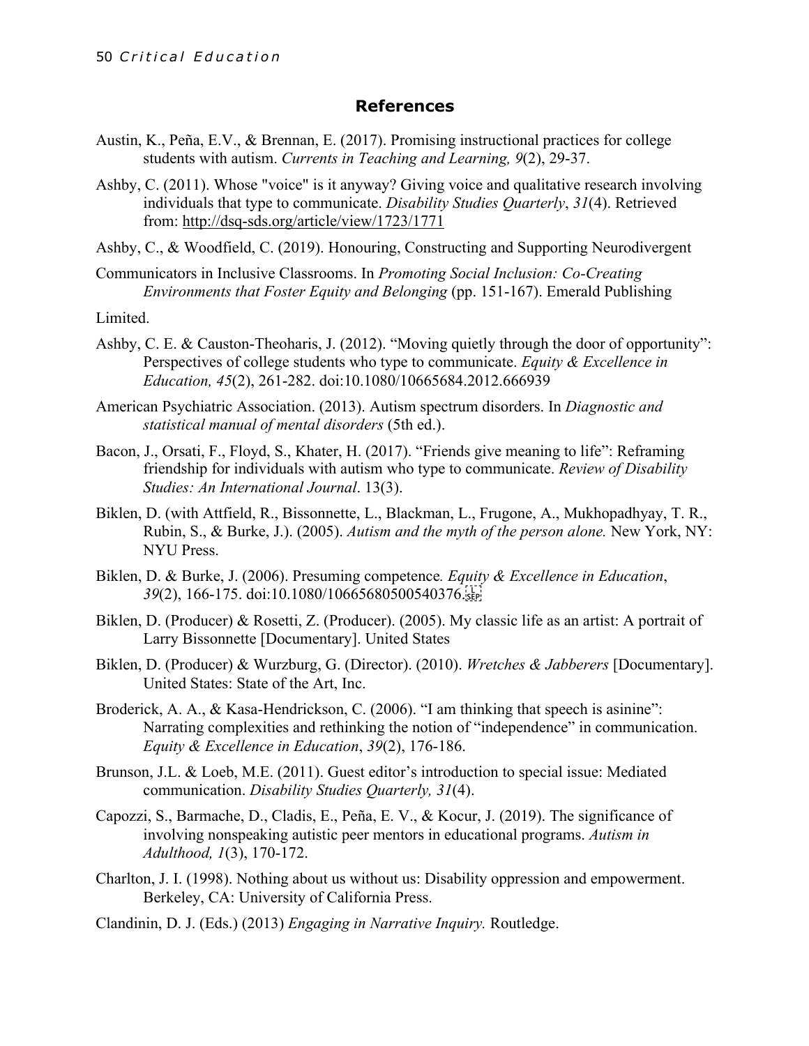## References

Austin, K., Peña, E.V., & Brennan, E. (2017). Promising instructional practices for college students with autism. *Currents in Teaching and Learning, 9*(2), 29-37.

Ashby, C. (2011). Whose "voice" is it anyway? Giving voice and qualitative research involving individuals that type to communicate. *Disability Studies Quarterly*, *31*(4). Retrieved from: http://dsq-sds.org/article/view/1723/1771

Ashby, C., & Woodfield, C. (2019). Honouring, Constructing and Supporting Neurodivergent

Communicators in Inclusive Classrooms. In *Promoting Social Inclusion: Co-Creating Environments that Foster Equity and Belonging* (pp. 151-167). Emerald Publishing

Limited.

Ashby, C. E. & Causton-Theoharis, J. (2012). "Moving quietly through the door of opportunity": Perspectives of college students who type to communicate. *Equity & Excellence in Education, 45*(2), 261-282. doi:10.1080/10665684.2012.666939

American Psychiatric Association. (2013). Autism spectrum disorders. In *Diagnostic and statistical manual of mental disorders* (5th ed.).

Bacon, J., Orsati, F., Floyd, S., Khater, H. (2017). "Friends give meaning to life": Reframing friendship for individuals with autism who type to communicate. *Review of Disability Studies: An International Journal*. 13(3).

Biklen, D. (with Attfield, R., Bissonnette, L., Blackman, L., Frugone, A., Mukhopadhyay, T. R., Rubin, S., & Burke, J.). (2005). *Autism and the myth of the person alone.* New York, NY: NYU Press.

Biklen, D. & Burke, J. (2006). Presuming competence*. Equity & Excellence in Education*, *39*(2), 166-175. doi:10.1080/10665680500540376.

Biklen, D. (Producer) & Rosetti, Z. (Producer). (2005). My classic life as an artist: A portrait of Larry Bissonnette [Documentary]. United States

Biklen, D. (Producer) & Wurzburg, G. (Director). (2010). *Wretches & Jabberers* [Documentary]. United States: State of the Art, Inc.

Broderick, A. A., & Kasa-Hendrickson, C. (2006). "I am thinking that speech is asinine": Narrating complexities and rethinking the notion of "independence" in communication. *Equity & Excellence in Education*, *39*(2), 176-186.

Brunson, J.L. & Loeb, M.E. (2011). Guest editor's introduction to special issue: Mediated communication. *Disability Studies Quarterly, 31*(4).

Capozzi, S., Barmache, D., Cladis, E., Peña, E. V., & Kocur, J. (2019). The significance of involving nonspeaking autistic peer mentors in educational programs. *Autism in Adulthood, 1*(3), 170-172.

Charlton, J. I. (1998). Nothing about us without us: Disability oppression and empowerment. Berkeley, CA: University of California Press.

Clandinin, D. J. (Eds.) (2013) *Engaging in Narrative Inquiry.* Routledge.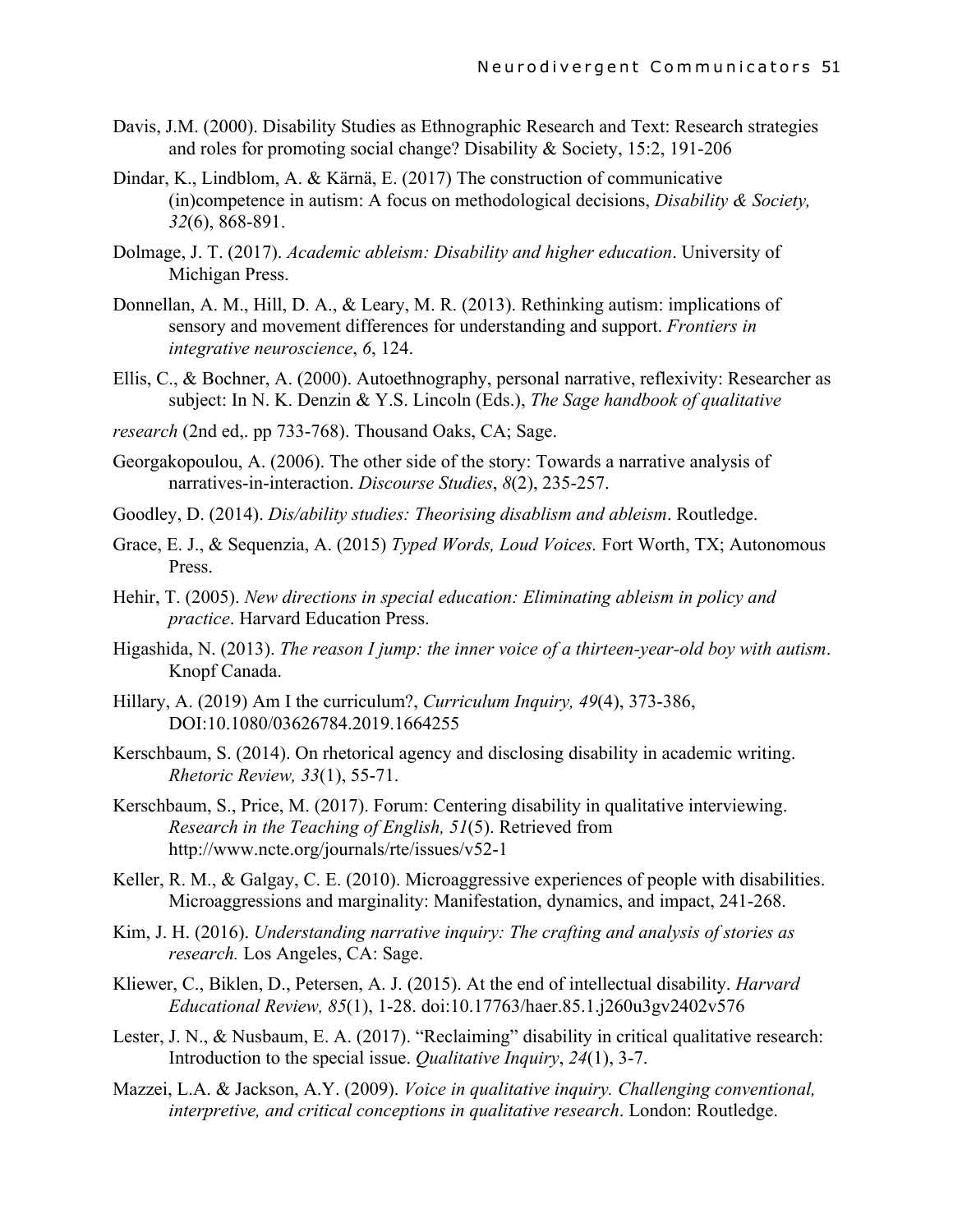Davis, J.M. (2000). Disability Studies as Ethnographic Research and Text: Research strategies and roles for promoting social change? Disability & Society, 15:2, 191-206

Dindar, K., Lindblom, A. & Kärnä, E. (2017) The construction of communicative (in)competence in autism: A focus on methodological decisions, *Disability & Society, 32*(6), 868-891.

Dolmage, J. T. (2017). *Academic ableism: Disability and higher education*. University of Michigan Press.

Donnellan, A. M., Hill, D. A., & Leary, M. R. (2013). Rethinking autism: implications of sensory and movement differences for understanding and support. *Frontiers in integrative neuroscience*, *6*, 124.

Ellis, C., & Bochner, A. (2000). Autoethnography, personal narrative, reflexivity: Researcher as subject: In N. K. Denzin & Y.S. Lincoln (Eds.), *The Sage handbook of qualitative*

*research* (2nd ed,. pp 733-768). Thousand Oaks, CA; Sage.

Georgakopoulou, A. (2006). The other side of the story: Towards a narrative analysis of narratives-in-interaction. *Discourse Studies*, *8*(2), 235-257.

Goodley, D. (2014). *Dis/ability studies: Theorising disablism and ableism*. Routledge.

Grace, E. J., & Sequenzia, A. (2015) *Typed Words, Loud Voices.* Fort Worth, TX; Autonomous Press.

Hehir, T. (2005). *New directions in special education: Eliminating ableism in policy and practice*. Harvard Education Press.

Higashida, N. (2013). *The reason I jump: the inner voice of a thirteen-year-old boy with autism*. Knopf Canada.

Hillary, A. (2019) Am I the curriculum?, *Curriculum Inquiry, 49*(4), 373-386, DOI:10.1080/03626784.2019.1664255

Kerschbaum, S. (2014). On rhetorical agency and disclosing disability in academic writing. *Rhetoric Review, 33*(1), 55-71.

Kerschbaum, S., Price, M. (2017). Forum: Centering disability in qualitative interviewing. *Research in the Teaching of English, 51*(5). Retrieved from http://www.ncte.org/journals/rte/issues/v52-1

Keller, R. M., & Galgay, C. E. (2010). Microaggressive experiences of people with disabilities. Microaggressions and marginality: Manifestation, dynamics, and impact, 241-268.

Kim, J. H. (2016). *Understanding narrative inquiry: The crafting and analysis of stories as research.* Los Angeles, CA: Sage.

Kliewer, C., Biklen, D., Petersen, A. J. (2015). At the end of intellectual disability. *Harvard Educational Review, 85*(1), 1-28. doi:10.17763/haer.85.1.j260u3gv2402v576

Lester, J. N., & Nusbaum, E. A. (2017). "Reclaiming" disability in critical qualitative research: Introduction to the special issue. *Qualitative Inquiry*, *24*(1), 3-7.

Mazzei, L.A. & Jackson, A.Y. (2009). *Voice in qualitative inquiry. Challenging conventional, interpretive, and critical conceptions in qualitative research*. London: Routledge.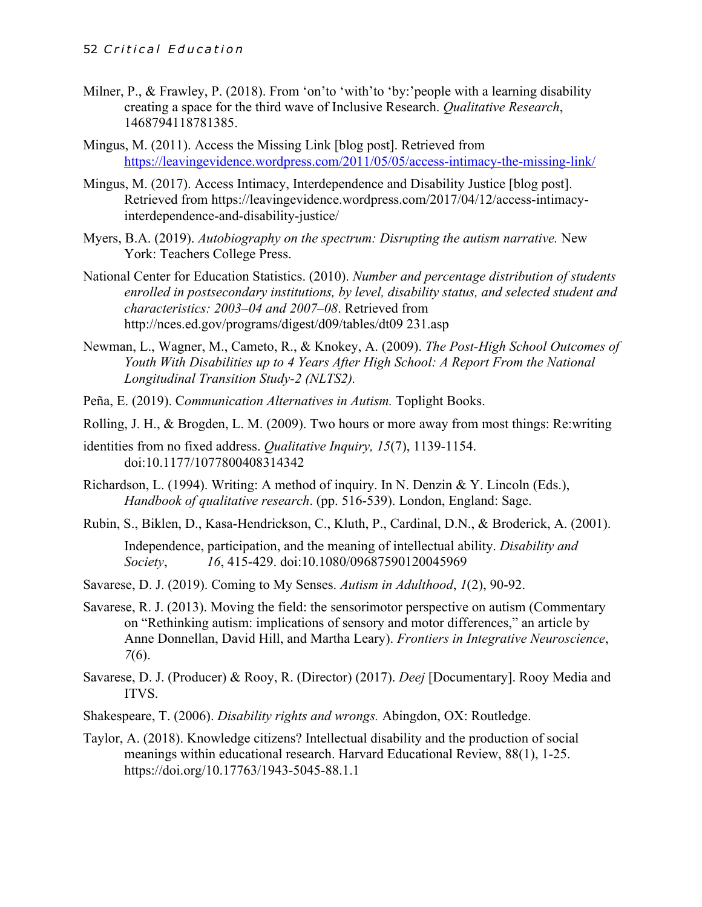Milner, P., & Frawley, P. (2018). From 'on'to 'with'to 'by:'people with a learning disability creating a space for the third wave of Inclusive Research. *Qualitative Research*, 1468794118781385.

Mingus, M. (2011). Access the Missing Link [blog post]. Retrieved from https://leavingevidence.wordpress.com/2011/05/05/access-intimacy-the-missing-link/

Mingus, M. (2017). Access Intimacy, Interdependence and Disability Justice [blog post]. Retrieved from https://leavingevidence.wordpress.com/2017/04/12/access-intimacy-interdependence-and-disability-justice/

Myers, B.A. (2019). *Autobiography on the spectrum: Disrupting the autism narrative.* New York: Teachers College Press.

National Center for Education Statistics. (2010). *Number and percentage distribution of students enrolled in postsecondary institutions, by level, disability status, and selected student and characteristics: 2003–04 and 2007–08*. Retrieved from http://nces.ed.gov/programs/digest/d09/tables/dt09 231.asp

Newman, L., Wagner, M., Cameto, R., & Knokey, A. (2009). *The Post-High School Outcomes of Youth With Disabilities up to 4 Years After High School: A Report From the National Longitudinal Transition Study-2 (NLTS2).*

Peña, E. (2019). *Communication Alternatives in Autism.* Toplight Books.

Rolling, J. H., & Brogden, L. M. (2009). Two hours or more away from most things: Re:writing identities from no fixed address. *Qualitative Inquiry, 15*(7), 1139-1154. doi:10.1177/1077800408314342

Richardson, L. (1994). Writing: A method of inquiry. In N. Denzin & Y. Lincoln (Eds.), *Handbook of qualitative research*. (pp. 516-539). London, England: Sage.

Rubin, S., Biklen, D., Kasa-Hendrickson, C., Kluth, P., Cardinal, D.N., & Broderick, A. (2001). Independence, participation, and the meaning of intellectual ability. *Disability and Society*, *16*, 415-429. doi:10.1080/09687590120045969

Savarese, D. J. (2019). Coming to My Senses. *Autism in Adulthood*, *1*(2), 90-92.

Savarese, R. J. (2013). Moving the field: the sensorimotor perspective on autism (Commentary on "Rethinking autism: implications of sensory and motor differences," an article by Anne Donnellan, David Hill, and Martha Leary). *Frontiers in Integrative Neuroscience*, *7*(6).

Savarese, D. J. (Producer) & Rooy, R. (Director) (2017). *Deej* [Documentary]. Rooy Media and ITVS.

Shakespeare, T. (2006). *Disability rights and wrongs.* Abingdon, OX: Routledge.

Taylor, A. (2018). Knowledge citizens? Intellectual disability and the production of social meanings within educational research. Harvard Educational Review, 88(1), 1-25. https://doi.org/10.17763/1943-5045-88.1.1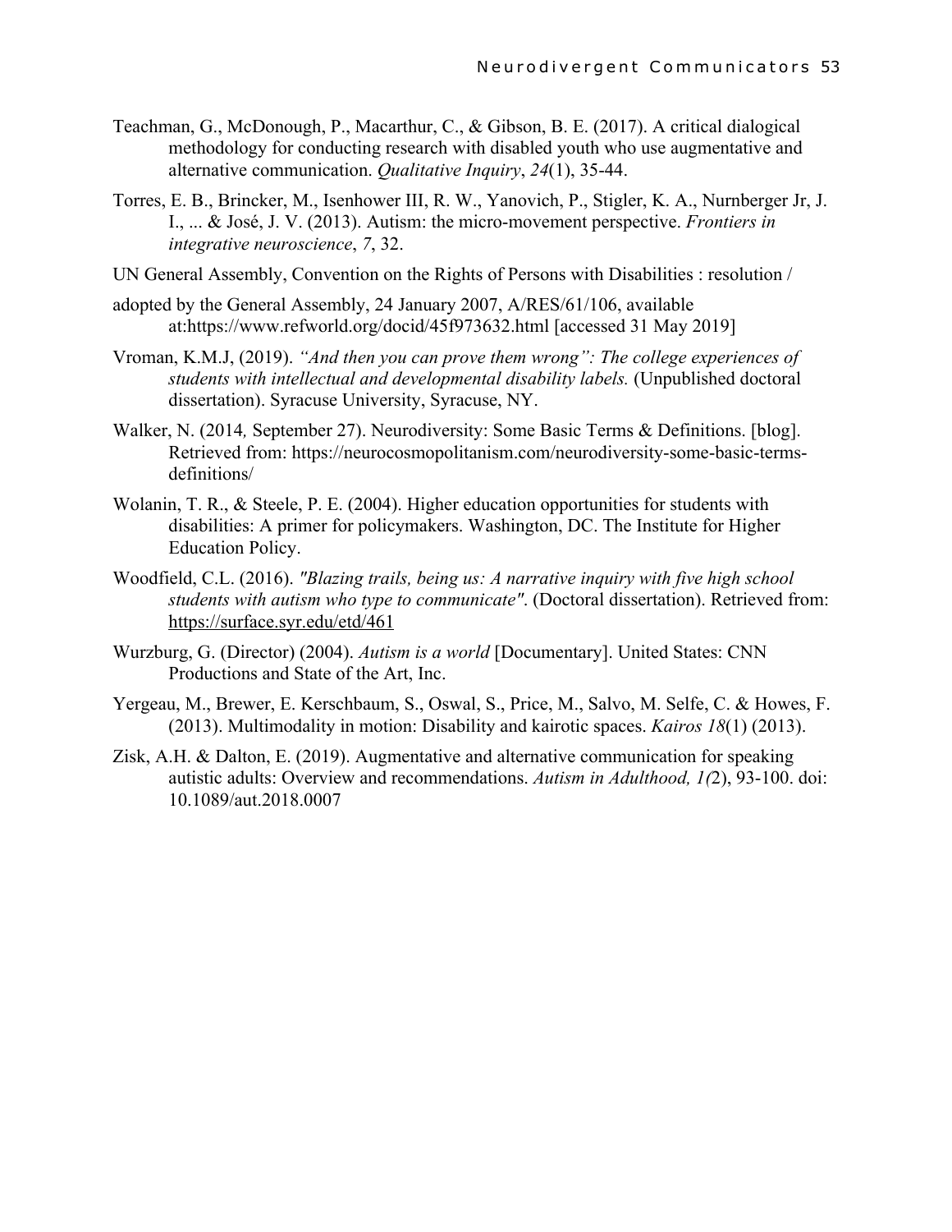Teachman, G., McDonough, P., Macarthur, C., & Gibson, B. E. (2017). A critical dialogical methodology for conducting research with disabled youth who use augmentative and alternative communication. *Qualitative Inquiry*, *24*(1), 35-44.

Torres, E. B., Brincker, M., Isenhower III, R. W., Yanovich, P., Stigler, K. A., Nurnberger Jr, J. I., ... & José, J. V. (2013). Autism: the micro-movement perspective. *Frontiers in integrative neuroscience*, *7*, 32.

UN General Assembly, Convention on the Rights of Persons with Disabilities : resolution /

adopted by the General Assembly, 24 January 2007, A/RES/61/106, available at:https://www.refworld.org/docid/45f973632.html [accessed 31 May 2019]

Vroman, K.M.J, (2019). *"And then you can prove them wrong": The college experiences of students with intellectual and developmental disability labels.* (Unpublished doctoral dissertation). Syracuse University, Syracuse, NY.

Walker, N. (2014*,* September 27). Neurodiversity: Some Basic Terms & Definitions. [blog]. Retrieved from: https://neurocosmopolitanism.com/neurodiversity-some-basic-terms-definitions/

Wolanin, T. R., & Steele, P. E. (2004). Higher education opportunities for students with disabilities: A primer for policymakers. Washington, DC. The Institute for Higher Education Policy.

Woodfield, C.L. (2016). *"Blazing trails, being us: A narrative inquiry with five high school students with autism who type to communicate"*. (Doctoral dissertation). Retrieved from: https://surface.syr.edu/etd/461

Wurzburg, G. (Director) (2004). *Autism is a world* [Documentary]. United States: CNN Productions and State of the Art, Inc.

Yergeau, M., Brewer, E. Kerschbaum, S., Oswal, S., Price, M., Salvo, M. Selfe, C. & Howes, F. (2013). Multimodality in motion: Disability and kairotic spaces. *Kairos 18*(1) (2013).

Zisk, A.H. & Dalton, E. (2019). Augmentative and alternative communication for speaking autistic adults: Overview and recommendations. *Autism in Adulthood, 1(*2), 93-100. doi: 10.1089/aut.2018.0007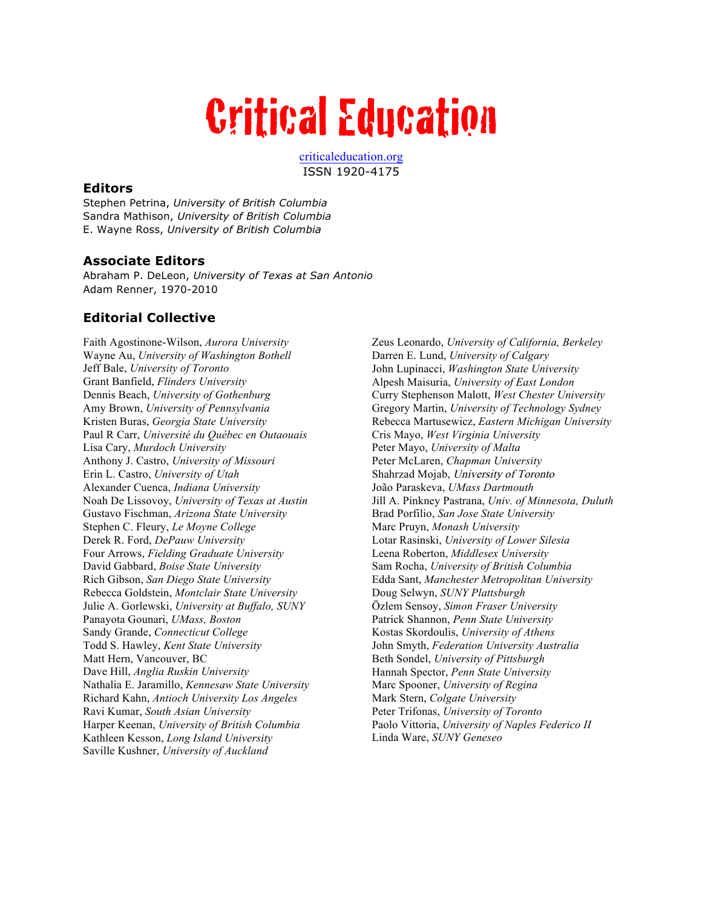# Critical Education

criticaleducation.org
ISSN 1920-4175

## Editors

Stephen Petrina, *University of British Columbia*
Sandra Mathison, *University of British Columbia*
E. Wayne Ross, *University of British Columbia*

## Associate Editors

Abraham P. DeLeon, *University of Texas at San Antonio*
Adam Renner, 1970-2010

## Editorial Collective

Faith Agostinone-Wilson, *Aurora University*
Wayne Au, *University of Washington Bothell*
Jeff Bale, *University of Toronto*
Grant Banfield, *Flinders University*
Dennis Beach, *University of Gothenburg*
Amy Brown, *University of Pennsylvania*
Kristen Buras, *Georgia State University*
Paul R Carr, *Université du Québec en Outaouais*
Lisa Cary, *Murdoch University*
Anthony J. Castro, *University of Missouri*
Erin L. Castro, *University of Utah*
Alexander Cuenca, *Indiana University*
Noah De Lissovoy, *University of Texas at Austin*
Gustavo Fischman, *Arizona State University*
Stephen C. Fleury, *Le Moyne College*
Derek R. Ford, *DePauw University*
Four Arrows, *Fielding Graduate University*
David Gabbard, *Boise State University*
Rich Gibson, *San Diego State University*
Rebecca Goldstein, *Montclair State University*
Julie A. Gorlewski, *University at Buffalo, SUNY*
Panayota Gounari, *UMass, Boston*
Sandy Grande, *Connecticut College*
Todd S. Hawley, *Kent State University*
Matt Hern, Vancouver, BC
Dave Hill, *Anglia Ruskin University*
Nathalia E. Jaramillo, *Kennesaw State University*
Richard Kahn, *Antioch University Los Angeles*
Ravi Kumar, *South Asian University*
Harper Keenan, *University of British Columbia*
Kathleen Kesson, *Long Island University*
Saville Kushner, *University of Auckland*
Zeus Leonardo, *University of California, Berkeley*
Darren E. Lund, *University of Calgary*
John Lupinacci, *Washington State University*
Alpesh Maisuria, *University of East London*
Curry Stephenson Malott, *West Chester University*
Gregory Martin, *University of Technology Sydney*
Rebecca Martusewicz, *Eastern Michigan University*
Cris Mayo, *West Virginia University*
Peter Mayo, *University of Malta*
Peter McLaren, *Chapman University*
Shahrzad Mojab, *University of Toronto*
João Paraskeva, *UMass Dartmouth*
Jill A. Pinkney Pastrana, *Univ. of Minnesota, Duluth*
Brad Porfilio, *San Jose State University*
Marc Pruyn, *Monash University*
Lotar Rasinski, *University of Lower Silesia*
Leena Roberton, *Middlesex University*
Sam Rocha, *University of British Columbia*
Edda Sant, *Manchester Metropolitan University*
Doug Selwyn, *SUNY Plattsburgh*
Özlem Sensoy, *Simon Fraser University*
Patrick Shannon, *Penn State University*
Kostas Skordoulis, *University of Athens*
John Smyth, *Federation University Australia*
Beth Sondel, *University of Pittsburgh*
Hannah Spector, *Penn State University*
Marc Spooner, *University of Regina*
Mark Stern, *Colgate University*
Peter Trifonas, *University of Toronto*
Paolo Vittoria, *University of Naples Federico II*
Linda Ware, *SUNY Geneseo*